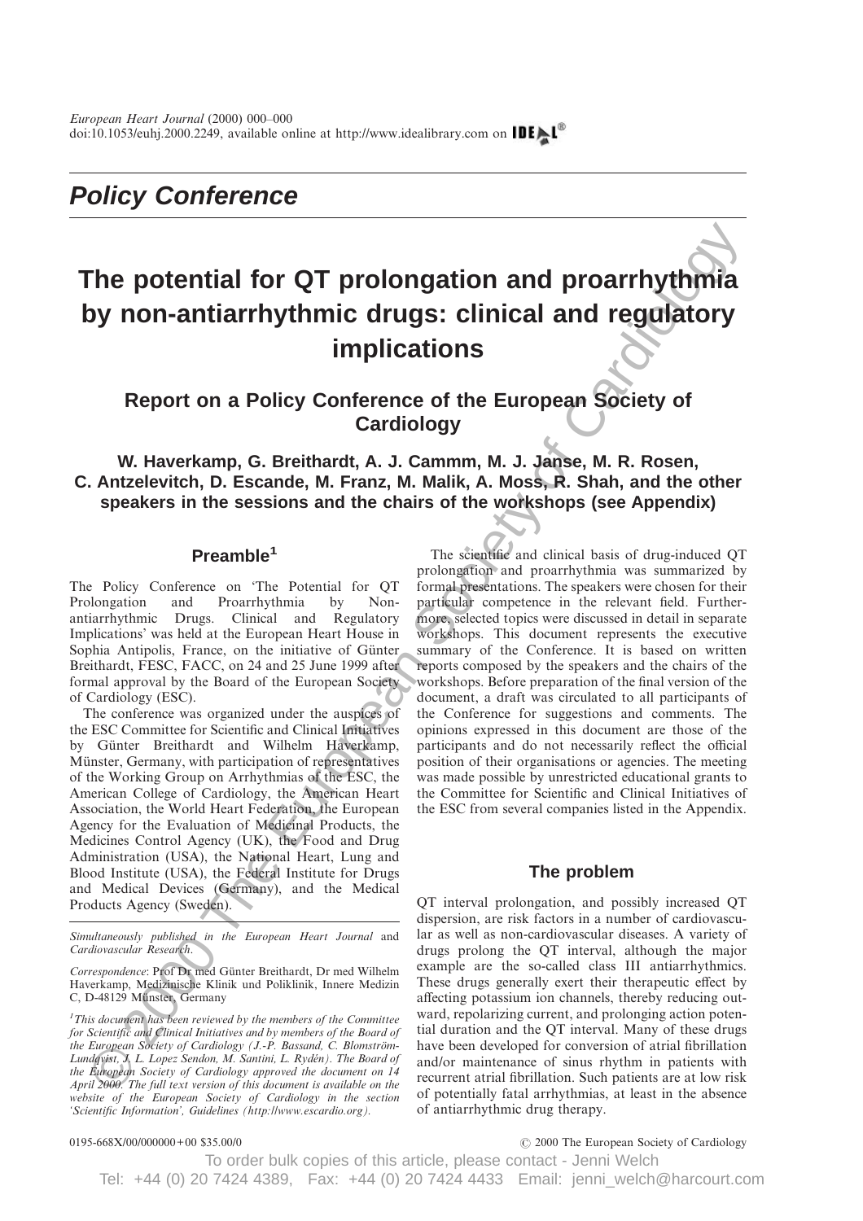## Policy Conference

# The potential for QT prolongation and proarrhythmia by non-antiarrhythmic drugs: clinical and regulatory implications

### Report on a Policy Conference of the European Society of Cardiology

**W. Haverkamp, G. Breithardt, A. J. Cammm, M. J. Janse, M. R. Rosen, C. Antzelevitch, D. Escande, M. Franz, M. Malik, A. Moss, R. Shah, and the other speakers in the sessions and the chairs of the workshops (see Appendix)**

## Preamble[1]

The Policy Conference on 'The Potential for QT Prolongation and Proarrhythmia by Non-antiarrhythmic Drugs. Clinical and Regulatory Implications' was held at the European Heart House in Sophia Antipolis, France, on the initiative of Günter Breithardt, FESC, FACC, on 24 and 25 June 1999 after formal approval by the Board of the European Society of Cardiology (ESC).

The conference was organized under the auspices of the ESC Committee for Scientific and Clinical Initiatives by Günter Breithardt and Wilhelm Haverkamp, Münster, Germany, with participation of representatives of the Working Group on Arrhythmias of the ESC, the American College of Cardiology, the American Heart Association, the World Heart Federation, the European Agency for the Evaluation of Medicinal Products, the Medicines Control Agency (UK), the Food and Drug Administration (USA), the National Heart, Lung and Blood Institute (USA), the Federal Institute for Drugs and Medical Devices (Germany), and the Medical Products Agency (Sweden).

*Simultaneously published in the European Heart Journal and Cardiovascular Research.*

*Correspondence*: Prof Dr med Günter Breithardt, Dr med Wilhelm Haverkamp, Medizinische Klinik und Poliklinik, Innere Medizin C, D-48129 Münster, Germany

*[1]This document has been reviewed by the members of the Committee for Scientific and Clinical Initiatives and by members of the Board of the European Society of Cardiology (J.-P. Bassand, C. Blomström-Lundqvist, J. L. Lopez Sendon, M. Santini, L. Rydén). The Board of the European Society of Cardiology approved the document on 14 April 2000. The full text version of this document is available on the website of the European Society of Cardiology in the section 'Scientific Information', Guidelines (http://www.escardio.org).*

The scientific and clinical basis of drug-induced QT prolongation and proarrhythmia was summarized by formal presentations. The speakers were chosen for their particular competence in the relevant field. Furthermore, selected topics were discussed in detail in separate workshops. This document represents the executive summary of the Conference. It is based on written reports composed by the speakers and the chairs of the workshops. Before preparation of the final version of the document, a draft was circulated to all participants of the Conference for suggestions and comments. The opinions expressed in this document are those of the participants and do not necessarily reflect the official position of their organisations or agencies. The meeting was made possible by unrestricted educational grants to the Committee for Scientific and Clinical Initiatives of the ESC from several companies listed in the Appendix.

## The problem

QT interval prolongation, and possibly increased QT dispersion, are risk factors in a number of cardiovascular as well as non-cardiovascular diseases. A variety of drugs prolong the QT interval, although the major example are the so-called class III antiarrhythmics. These drugs generally exert their therapeutic effect by affecting potassium ion channels, thereby reducing outward, repolarizing current, and prolonging action potential duration and the QT interval. Many of these drugs have been developed for conversion of atrial fibrillation and/or maintenance of sinus rhythm in patients with recurrent atrial fibrillation. Such patients are at low risk of potentially fatal arrhythmias, at least in the absence of antiarrhythmic drug therapy.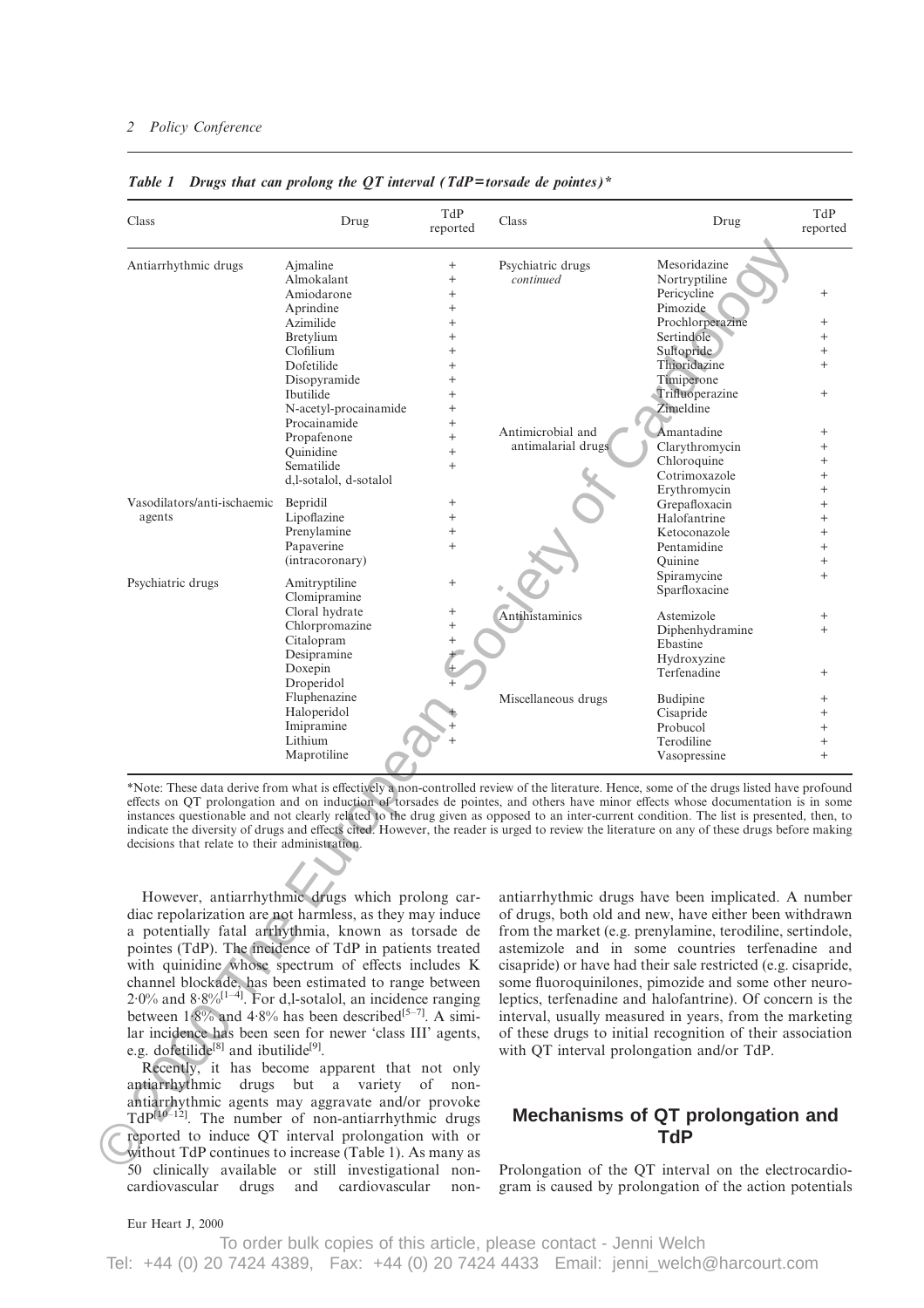*Table 1 Drugs that can prolong the QT interval (TdP=torsade de pointes)**

| Class | Drug | TdP reported | Class | Drug | TdP reported |
|---|---|---|---|---|---|
| Antiarrhythmic drugs | Ajmaline | + | Psychiatric drugs *continued* | Mesoridazine | |
| | Almokalant | + | | Nortryptiline | |
| | Amiodarone | + | | Pericycline | + |
| | Aprindine | + | | Pimozide | |
| | Azimilide | + | | Prochlorperazine | + |
| | Bretylium | + | | Sertindole | + |
| | Clofilium | + | | Sultopride | + |
| | Dofetilide | + | | Thioridazine | + |
| | Disopyramide | + | | Timiperone | |
| | Ibutilide | + | | Trifluoperazine | + |
| | N-acetyl-procainamide | + | | Zimeldine | |
| | Procainamide | + | Antimicrobial and antimalarial drugs | Amantadine | + |
| | Propafenone | + | | Clarythromycin | + |
| | Quinidine | + | | Chloroquine | + |
| | Sematilide | + | | Cotrimoxazole | + |
| | d,l-sotalol, d-sotalol | | | Erythromycin | + |
| Vasodilators/anti-ischaemic agents | Bepridil | + | | Grepafloxacin | + |
| | Lipoflazine | + | | Halofantrine | + |
| | Prenylamine | + | | Ketoconazole | + |
| | Papaverine (intracoronary) | + | | Pentamidine | + |
| | | | | Quinine | + |
| Psychiatric drugs | Amitryptiline | + | | Spiramycine | + |
| | Clomipramine | | | Sparfloxacine | |
| | Cloral hydrate | + | Antihistaminics | Astemizole | + |
| | Chlorpromazine | + | | Diphenhydramine | + |
| | Citalopram | + | | Ebastine | |
| | Desipramine | + | | Hydroxyzine | |
| | Doxepin | + | | Terfenadine | + |
| | Droperidol | + | | | |
| | Fluphenazine | | Miscellaneous drugs | Budipine | + |
| | Haloperidol | + | | Cisapride | + |
| | Imipramine | + | | Probucol | + |
| | Lithium | + | | Terodiline | + |
| | Maprotiline | | | Vasopressine | + |

*Note: These data derive from what is effectively a non-controlled review of the literature. Hence, some of the drugs listed have profound effects on QT prolongation and on induction of torsades de pointes, and others have minor effects whose documentation is in some instances questionable and not clearly related to the drug given as opposed to an inter-current condition. The list is presented, then, to indicate the diversity of drugs and effects cited. However, the reader is urged to review the literature on any of these drugs before making decisions that relate to their administration.

However, antiarrhythmic drugs which prolong cardiac repolarization are not harmless, as they may induce a potentially fatal arrhythmia, known as torsade de pointes (TdP). The incidence of TdP in patients treated with quinidine whose spectrum of effects includes K channel blockade, has been estimated to range between 2·0% and 8·8%[1–4]. For d,l-sotalol, an incidence ranging between 1·8% and 4·8% has been described[5–7]. A similar incidence has been seen for newer 'class III' agents, e.g. dofetilide[8] and ibutilide[9].

Recently, it has become apparent that not only antiarrhythmic drugs but a variety of non-antiarrhythmic agents may aggravate and/or provoke TdP[10–12]. The number of non-antiarrhythmic drugs reported to induce QT interval prolongation with or without TdP continues to increase (Table 1). As many as 50 clinically available or still investigational non-cardiovascular drugs and cardiovascular non-antiarrhythmic drugs have been implicated. A number of drugs, both old and new, have either been withdrawn from the market (e.g. prenylamine, terodiline, sertindole, astemizole and in some countries terfenadine and cisapride) or have had their sale restricted (e.g. cisapride, some fluoroquinilones, pimozide and some other neuroleptics, terfenadine and halofantrine). Of concern is the interval, usually measured in years, from the marketing of these drugs to initial recognition of their association with QT interval prolongation and/or TdP.

## Mechanisms of QT prolongation and TdP

Prolongation of the QT interval on the electrocardiogram is caused by prolongation of the action potentials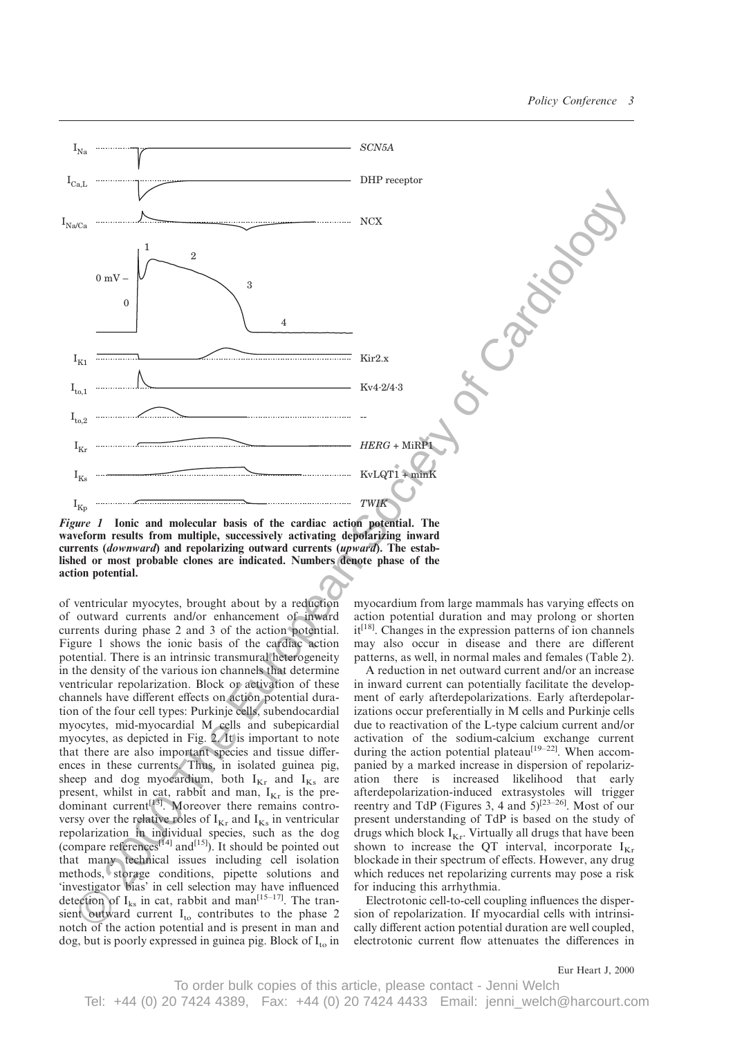*Figure 1* **Ionic and molecular basis of the cardiac action potential. The waveform results from multiple, successively activating depolarizing inward currents (*downward*) and repolarizing outward currents (*upward*). The established or most probable clones are indicated. Numbers denote phase of the action potential.**

of ventricular myocytes, brought about by a reduction of outward currents and/or enhancement of inward currents during phase 2 and 3 of the action potential. Figure 1 shows the ionic basis of the cardiac action potential. There is an intrinsic transmural heterogeneity in the density of the various ion channels that determine ventricular repolarization. Block or activation of these channels have different effects on action potential duration of the four cell types: Purkinje cells, subendocardial myocytes, mid-myocardial M cells and subepicardial myocytes, as depicted in Fig. 2. It is important to note that there are also important species and tissue differences in these currents. Thus, in isolated guinea pig, sheep and dog myocardium, both $I_{Kr}$ and $I_{Ks}$ are present, whilst in cat, rabbit and man, $I_{Kr}$ is the predominant current[13]. Moreover there remains controversy over the relative roles of $I_{Kr}$ and $I_{Ks}$ in ventricular repolarization in individual species, such as the dog (compare references[14] and[15]). It should be pointed out that many technical issues including cell isolation methods, storage conditions, pipette solutions and 'investigator bias' in cell selection may have influenced detection of $I_{ks}$ in cat, rabbit and man[15–17]. The transient outward current $I_{to}$ contributes to the phase 2 notch of the action potential and is present in man and dog, but is poorly expressed in guinea pig. Block of $I_{to}$ in myocardium from large mammals has varying effects on action potential duration and may prolong or shorten it[18]. Changes in the expression patterns of ion channels may also occur in disease and there are different patterns, as well, in normal males and females (Table 2).

A reduction in net outward current and/or an increase in inward current can potentially facilitate the development of early afterdepolarizations. Early afterdepolarizations occur preferentially in M cells and Purkinje cells due to reactivation of the L-type calcium current and/or activation of the sodium-calcium exchange current during the action potential plateau[19–22]. When accompanied by a marked increase in dispersion of repolarization there is increased likelihood that early afterdepolarization-induced extrasystoles will trigger reentry and TdP (Figures 3, 4 and 5)[23–26]. Most of our present understanding of TdP is based on the study of drugs which block $I_{Kr}$. Virtually all drugs that have been shown to increase the QT interval, incorporate $I_{Kr}$ blockade in their spectrum of effects. However, any drug which reduces net repolarizing currents may pose a risk for inducing this arrhythmia.

Electrotonic cell-to-cell coupling influences the dispersion of repolarization. If myocardial cells with intrinsically different action potential duration are well coupled, electrotonic current flow attenuates the differences in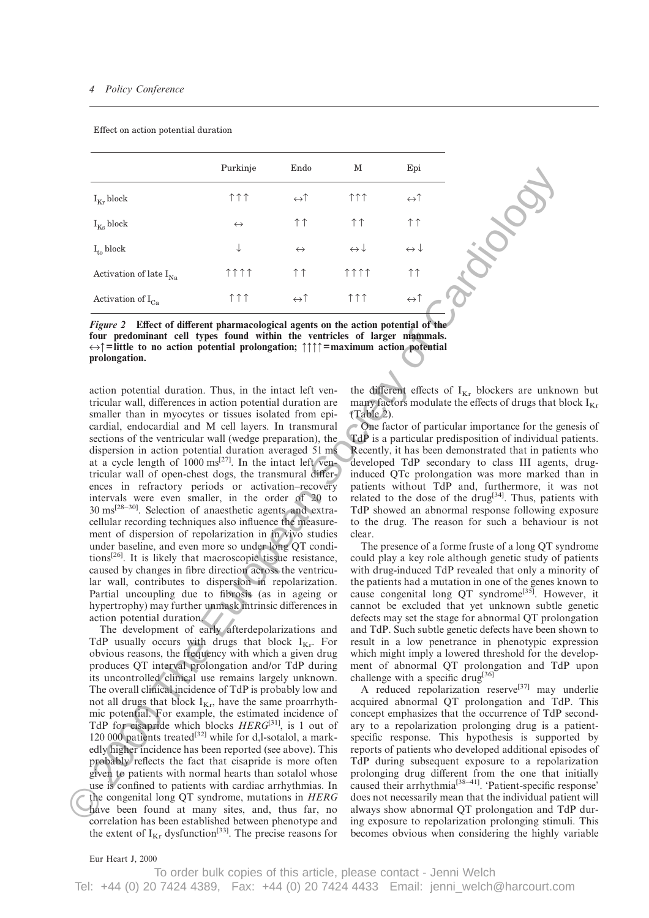Effect on action potential duration

| | Purkinje | Endo | M | Epi |
|---|---|---|---|---|
| $I_{Kr}$ block | ↑↑↑ | ↔↑ | ↑↑↑ | ↔↑ |
| $I_{Ks}$ block | ↔ | ↑↑ | ↑↑ | ↑↑ |
| $I_{to}$ block | ↓ | ↔ | ↔↓ | ↔↓ |
| Activation of late $I_{Na}$ | ↑↑↑↑ | ↑↑ | ↑↑↑↑ | ↑↑ |
| Activation of $I_{Ca}$ | ↑↑↑ | ↔↑ | ↑↑↑ | ↔↑ |

***Figure 2*** **Effect of different pharmacological agents on the action potential of the four predominant cell types found within the ventricles of larger mammals. ↔↑=little to no action potential prolongation; ↑↑↑↑=maximum action potential prolongation.**

action potential duration. Thus, in the intact left ventricular wall, differences in action potential duration are smaller than in myocytes or tissues isolated from epicardial, endocardial and M cell layers. In transmural sections of the ventricular wall (wedge preparation), the dispersion in action potential duration averaged 51 ms at a cycle length of 1000 ms[27]. In the intact left ventricular wall of open-chest dogs, the transmural differences in refractory periods or activation–recovery intervals were even smaller, in the order of 20 to 30 ms[28–30]. Selection of anaesthetic agents and extracellular recording techniques also influence the measurement of dispersion of repolarization in in vivo studies under baseline, and even more so under long QT conditions[26]. It is likely that macroscopic tissue resistance, caused by changes in fibre direction across the ventricular wall, contributes to dispersion in repolarization. Partial uncoupling due to fibrosis (as in ageing or hypertrophy) may further unmask intrinsic differences in action potential duration.

The development of early afterdepolarizations and TdP usually occurs with drugs that block $I_{Kr}$. For obvious reasons, the frequency with which a given drug produces QT interval prolongation and/or TdP during its uncontrolled clinical use remains largely unknown. The overall clinical incidence of TdP is probably low and not all drugs that block $I_{Kr}$, have the same proarrhythmic potential. For example, the estimated incidence of TdP for cisapride which blocks *HERG*[31], is 1 out of 120 000 patients treated[32] while for d,l-sotalol, a markedly higher incidence has been reported (see above). This probably reflects the fact that cisapride is more often given to patients with normal hearts than sotalol whose use is confined to patients with cardiac arrhythmias. In the congenital long QT syndrome, mutations in *HERG* have been found at many sites, and, thus far, no correlation has been established between phenotype and the extent of $I_{Kr}$ dysfunction[33]. The precise reasons for the different effects of $I_{Kr}$ blockers are unknown but many factors modulate the effects of drugs that block $I_{Kr}$ (Table 2).

One factor of particular importance for the genesis of TdP is a particular predisposition of individual patients. Recently, it has been demonstrated that in patients who developed TdP secondary to class III agents, drug-induced QTc prolongation was more marked than in patients without TdP and, furthermore, it was not related to the dose of the drug[34]. Thus, patients with TdP showed an abnormal response following exposure to the drug. The reason for such a behaviour is not clear.

The presence of a forme fruste of a long QT syndrome could play a key role although genetic study of patients with drug-induced TdP revealed that only a minority of the patients had a mutation in one of the genes known to cause congenital long QT syndrome[35]. However, it cannot be excluded that yet unknown subtle genetic defects may set the stage for abnormal QT prolongation and TdP. Such subtle genetic defects have been shown to result in a low penetrance in phenotypic expression which might imply a lowered threshold for the development of abnormal QT prolongation and TdP upon challenge with a specific drug[36].

A reduced repolarization reserve[37] may underlie acquired abnormal QT prolongation and TdP. This concept emphasizes that the occurrence of TdP secondary to a repolarization prolonging drug is a patient-specific response. This hypothesis is supported by reports of patients who developed additional episodes of TdP during subsequent exposure to a repolarization prolonging drug different from the one that initially caused their arrhythmia[38–41]. 'Patient-specific response' does not necessarily mean that the individual patient will always show abnormal QT prolongation and TdP during exposure to repolarization prolonging stimuli. This becomes obvious when considering the highly variable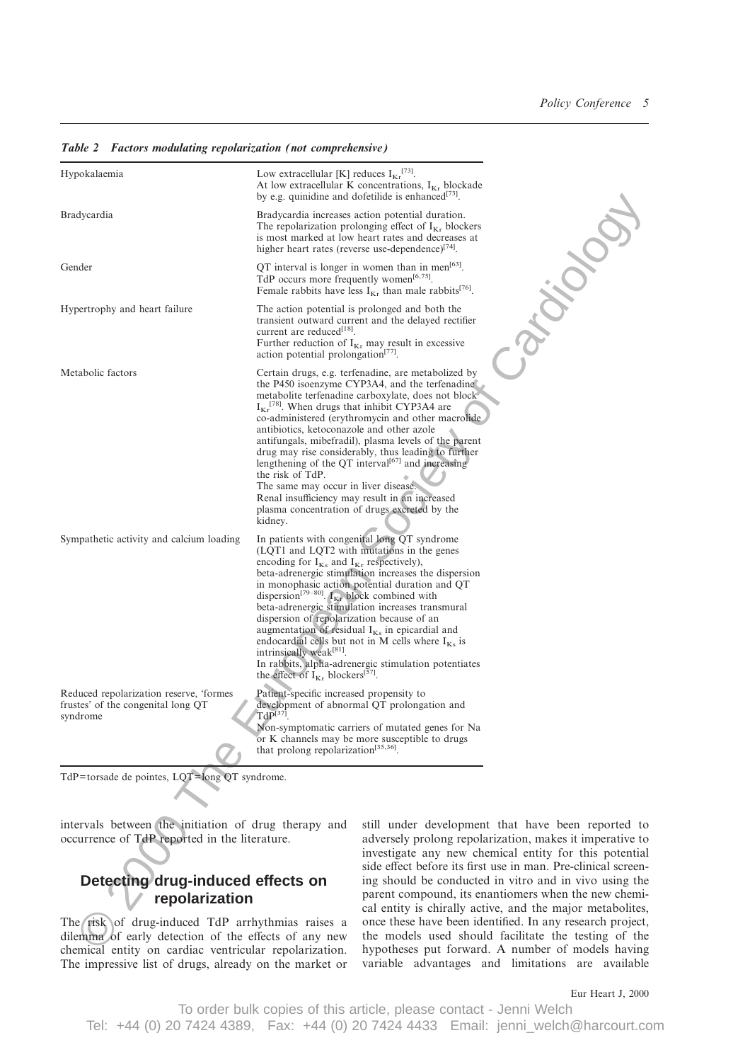*Table 2 Factors modulating repolarization (not comprehensive)*

| | |
|---|---|
| Hypokalaemia | Low extracellular [K] reduces $I_{Kr}$[73]. At low extracellular K concentrations, $I_{Kr}$ blockade by e.g. quinidine and dofetilide is enhanced[73]. |
| Bradycardia | Bradycardia increases action potential duration. The repolarization prolonging effect of $I_{Kr}$ blockers is most marked at low heart rates and decreases at higher heart rates (reverse use-dependence)[74]. |
| Gender | QT interval is longer in women than in men[63]. TdP occurs more frequently women[6,75]. Female rabbits have less $I_{Kr}$ than male rabbits[76]. |
| Hypertrophy and heart failure | The action potential is prolonged and both the transient outward current and the delayed rectifier current are reduced[18]. Further reduction of $I_{Kr}$ may result in excessive action potential prolongation[77]. |
| Metabolic factors | Certain drugs, e.g. terfenadine, are metabolized by the P450 isoenzyme CYP3A4, and the terfenadine metabolite terfenadine carboxylate, does not block $I_{Kr}$[78]. When drugs that inhibit CYP3A4 are co-administered (erythromycin and other macrolide antibiotics, ketoconazole and other azole antifungals, mibefradil), plasma levels of the parent drug may rise considerably, thus leading to further lengthening of the QT interval[67] and increasing the risk of TdP. The same may occur in liver disease. Renal insufficiency may result in an increased plasma concentration of drugs excreted by the kidney. |
| Sympathetic activity and calcium loading | In patients with congenital long QT syndrome (LQT1 and LQT2 with mutations in the genes encoding for $I_{Ks}$ and $I_{Kr}$ respectively), beta-adrenergic stimulation increases the dispersion in monophasic action potential duration and QT dispersion[79–80]. $I_{Kr}$ block combined with beta-adrenergic stimulation increases transmural dispersion of repolarization because of an augmentation of residual $I_{Ks}$ in epicardial and endocardial cells but not in M cells where $I_{Ks}$ is intrinsically weak[81]. In rabbits, alpha-adrenergic stimulation potentiates the effect of $I_{Kr}$ blockers[57]. |
| Reduced repolarization reserve, 'formes frustes' of the congenital long QT syndrome | Patient-specific increased propensity to development of abnormal QT prolongation and TdP[37]. Non-symptomatic carriers of mutated genes for Na or K channels may be more susceptible to drugs that prolong repolarization[35,36]. |

TdP=torsade de pointes, LQT=long QT syndrome.

intervals between the initiation of drug therapy and occurrence of TdP reported in the literature.

## Detecting drug-induced effects on repolarization

The risk of drug-induced TdP arrhythmias raises a dilemma of early detection of the effects of any new chemical entity on cardiac ventricular repolarization. The impressive list of drugs, already on the market or still under development that have been reported to adversely prolong repolarization, makes it imperative to investigate any new chemical entity for this potential side effect before its first use in man. Pre-clinical screening should be conducted in vitro and in vivo using the parent compound, its enantiomers when the new chemical entity is chirally active, and the major metabolites, once these have been identified. In any research project, the models used should facilitate the testing of the hypotheses put forward. A number of models having variable advantages and limitations are available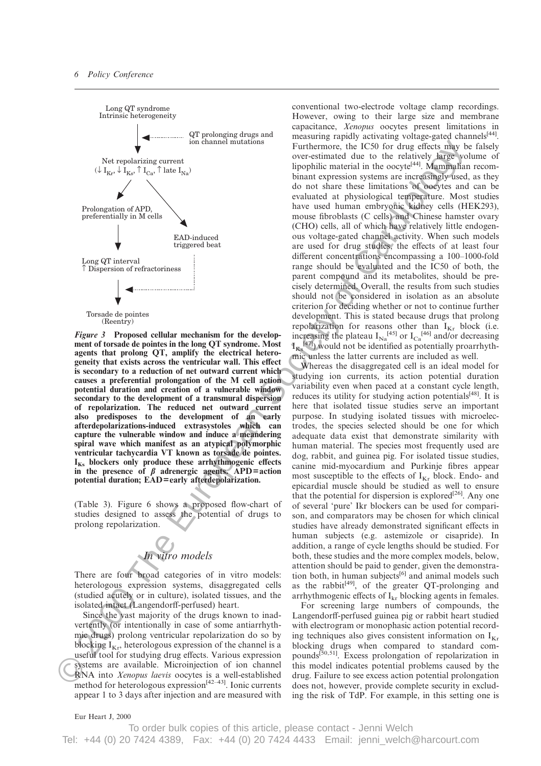Long QT syndrome
Intrinsic heterogeneity

QT prolonging drugs and ion channel mutations

Net repolarizing current
($\downarrow I_{Kr}$, $\downarrow I_{Ks}$, $\uparrow I_{Ca}$, $\uparrow$ late $I_{Na}$)

Prolongation of APD, preferentially in M cells

EAD-induced triggered beat

Long QT interval
$\uparrow$ Dispersion of refractoriness

Torsade de pointes
(Reentry)

***Figure 3*** **Proposed cellular mechanism for the development of torsade de pointes in the long QT syndrome. Most agents that prolong QT, amplify the electrical heterogeneity that exists across the ventricular wall. This effect is secondary to a reduction of net outward current which causes a preferential prolongation of the M cell action potential duration and creation of a vulnerable window secondary to the development of a transmural dispersion of repolarization. The reduced net outward current also predisposes to the development of an early afterdepolarizations-induced extrasystoles which can capture the vulnerable window and induce a meandering spiral wave which manifest as an atypical polymorphic ventricular tachycardia VT known as torsade de pointes. $I_{Ks}$ blockers only produce these arrhythmogenic effects in the presence of $\beta$ adrenergic agents. APD=action potential duration; EAD=early afterdepolarization.**

(Table 3). Figure 6 shows a proposed flow-chart of studies designed to assess the potential of drugs to prolong repolarization.

## *In vitro models*

There are four broad categories of in vitro models: heterologous expression systems, disaggregated cells (studied acutely or in culture), isolated tissues, and the isolated intact (Langendorff-perfused) heart.

Since the vast majority of the drugs known to inadvertently (or intentionally in case of some antiarrhythmic drugs) prolong ventricular repolarization do so by blocking $I_{Kr}$, heterologous expression of the channel is a useful tool for studying drug effects. Various expression systems are available. Microinjection of ion channel RNA into *Xenopus laevis* oocytes is a well-established method for heterologous expression[42–43]. Ionic currents appear 1 to 3 days after injection and are measured with conventional two-electrode voltage clamp recordings. However, owing to their large size and membrane capacitance, *Xenopus* oocytes present limitations in measuring rapidly activating voltage-gated channels[44]. Furthermore, the IC50 for drug effects may be falsely over-estimated due to the relatively large volume of lipophilic material in the oocyte[44]. Mammalian recombinant expression systems are increasingly used, as they do not share these limitations of oocytes and can be evaluated at physiological temperature. Most studies have used human embryonic kidney cells (HEK293), mouse fibroblasts (C cells) and Chinese hamster ovary (CHO) cells, all of which have relatively little endogenous voltage-gated channel activity. When such models are used for drug studies, the effects of at least four different concentrations encompassing a 100–1000-fold range should be evaluated and the IC50 of both, the parent compound and its metabolites, should be precisely determined. Overall, the results from such studies should not be considered in isolation as an absolute criterion for deciding whether or not to continue further development. This is stated because drugs that prolong repolarization for reasons other than $I_{Kr}$ block (i.e. increasing the plateau $I_{Na}$[45] or $I_{Ca}$[46] and/or decreasing $I_{Ks}$[47]) would not be identified as potentially proarrhythmic unless the latter currents are included as well.

Whereas the disaggregated cell is an ideal model for studying ion currents, its action potential duration variability even when paced at a constant cycle length, reduces its utility for studying action potentials[48]. It is here that isolated tissue studies serve an important purpose. In studying isolated tissues with microelectrodes, the species selected should be one for which adequate data exist that demonstrate similarity with human material. The species most frequently used are dog, rabbit, and guinea pig. For isolated tissue studies, canine mid-myocardium and Purkinje fibres appear most susceptible to the effects of $I_{Kr}$ block. Endo- and epicardial muscle should be studied as well to ensure that the potential for dispersion is explored[26]. Any one of several 'pure' Ikr blockers can be used for comparison, and comparators may be chosen for which clinical studies have already demonstrated significant effects in human subjects (e.g. astemizole or cisapride). In addition, a range of cycle lengths should be studied. For both, these studies and the more complex models, below, attention should be paid to gender, given the demonstration both, in human subjects[6] and animal models such as the rabbit[49], of the greater QT-prolonging and arrhythmogenic effects of $I_{kr}$ blocking agents in females.

For screening large numbers of compounds, the Langendorff-perfused guinea pig or rabbit heart studied with electrogram or monophasic action potential recording techniques also gives consistent information on $I_{Kr}$ blocking drugs when compared to standard compounds[50,51]. Excess prolongation of repolarization in this model indicates potential problems caused by the drug. Failure to see excess action potential prolongation does not, however, provide complete security in excluding the risk of TdP. For example, in this setting one is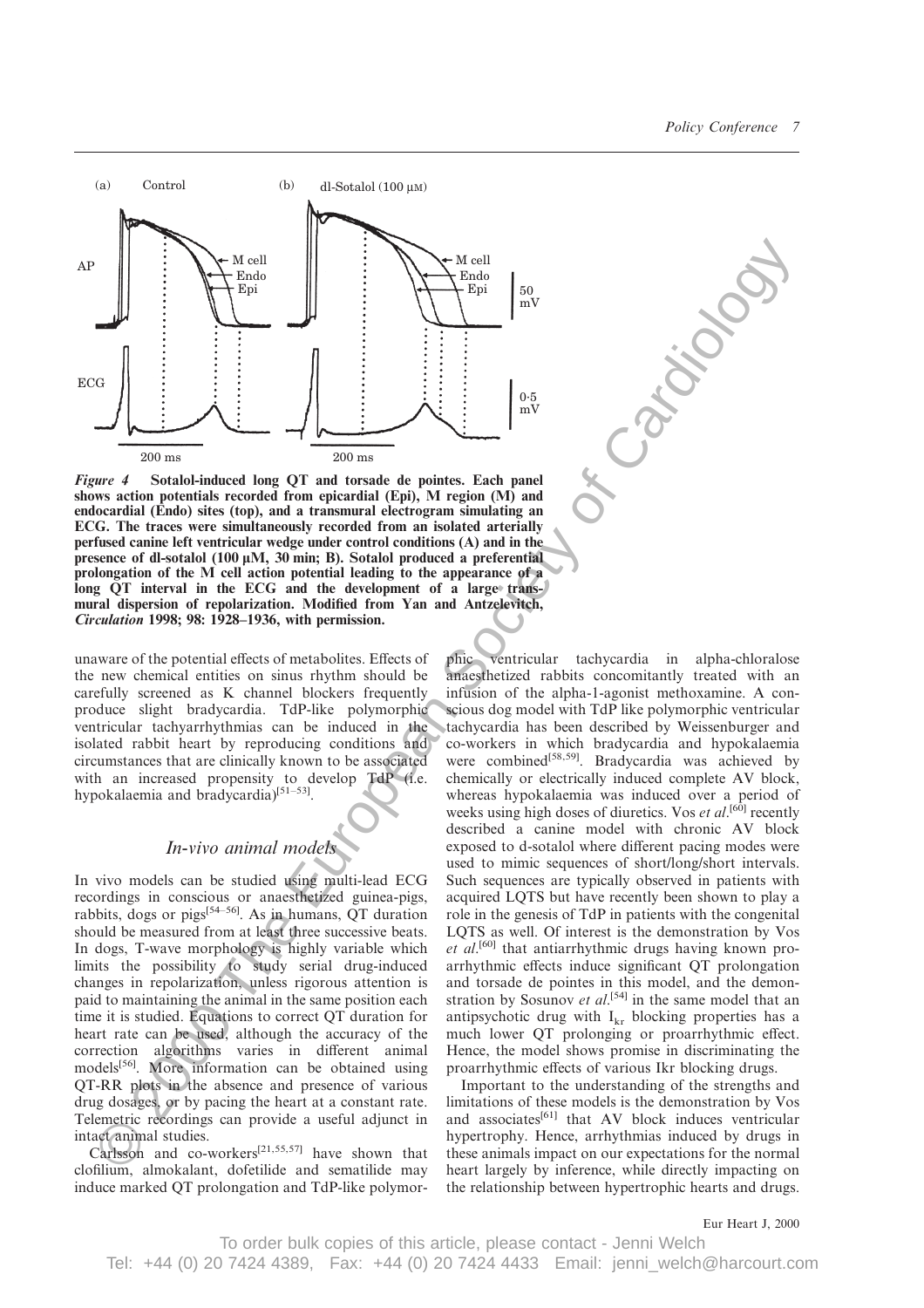*Figure 4* **Sotalol-induced long QT and torsade de pointes. Each panel shows action potentials recorded from epicardial (Epi), M region (M) and endocardial (Endo) sites (top), and a transmural electrogram simulating an ECG. The traces were simultaneously recorded from an isolated arterially perfused canine left ventricular wedge under control conditions (A) and in the presence of dl-sotalol (100 μM, 30 min; B). Sotalol produced a preferential prolongation of the M cell action potential leading to the appearance of a long QT interval in the ECG and the development of a large transmural dispersion of repolarization. Modified from Yan and Antzelevitch, *Circulation* 1998; 98: 1928–1936, with permission.**

unaware of the potential effects of metabolites. Effects of the new chemical entities on sinus rhythm should be carefully screened as K channel blockers frequently produce slight bradycardia. TdP-like polymorphic ventricular tachyarrhythmias can be induced in the isolated rabbit heart by reproducing conditions and circumstances that are clinically known to be associated with an increased propensity to develop TdP (i.e. hypokalaemia and bradycardia)[51–53].

## *In-vivo animal models*

In vivo models can be studied using multi-lead ECG recordings in conscious or anaesthetized guinea-pigs, rabbits, dogs or pigs[54–56]. As in humans, QT duration should be measured from at least three successive beats. In dogs, T-wave morphology is highly variable which limits the possibility to study serial drug-induced changes in repolarization, unless rigorous attention is paid to maintaining the animal in the same position each time it is studied. Equations to correct QT duration for heart rate can be used, although the accuracy of the correction algorithms varies in different animal models[56]. More information can be obtained using QT-RR plots in the absence and presence of various drug dosages, or by pacing the heart at a constant rate. Telemetric recordings can provide a useful adjunct in intact animal studies.

Carlsson and co-workers[21,55,57] have shown that clofilium, almokalant, dofetilide and sematilide may induce marked QT prolongation and TdP-like polymorphic ventricular tachycardia in alpha-chloralose anaesthetized rabbits concomitantly treated with an infusion of the alpha-1-agonist methoxamine. A conscious dog model with TdP like polymorphic ventricular tachycardia has been described by Weissenburger and co-workers in which bradycardia and hypokalaemia were combined[58,59]. Bradycardia was achieved by chemically or electrically induced complete AV block, whereas hypokalaemia was induced over a period of weeks using high doses of diuretics. Vos *et al*.[60] recently described a canine model with chronic AV block exposed to d-sotalol where different pacing modes were used to mimic sequences of short/long/short intervals. Such sequences are typically observed in patients with acquired LQTS but have recently been shown to play a role in the genesis of TdP in patients with the congenital LQTS as well. Of interest is the demonstration by Vos *et al*.[60] that antiarrhythmic drugs having known proarrhythmic effects induce significant QT prolongation and torsade de pointes in this model, and the demonstration by Sosunov *et al*.[54] in the same model that an antipsychotic drug with $I_{kr}$ blocking properties has a much lower QT prolonging or proarrhythmic effect. Hence, the model shows promise in discriminating the proarrhythmic effects of various Ikr blocking drugs.

Important to the understanding of the strengths and limitations of these models is the demonstration by Vos and associates[61] that AV block induces ventricular hypertrophy. Hence, arrhythmias induced by drugs in these animals impact on our expectations for the normal heart largely by inference, while directly impacting on the relationship between hypertrophic hearts and drugs.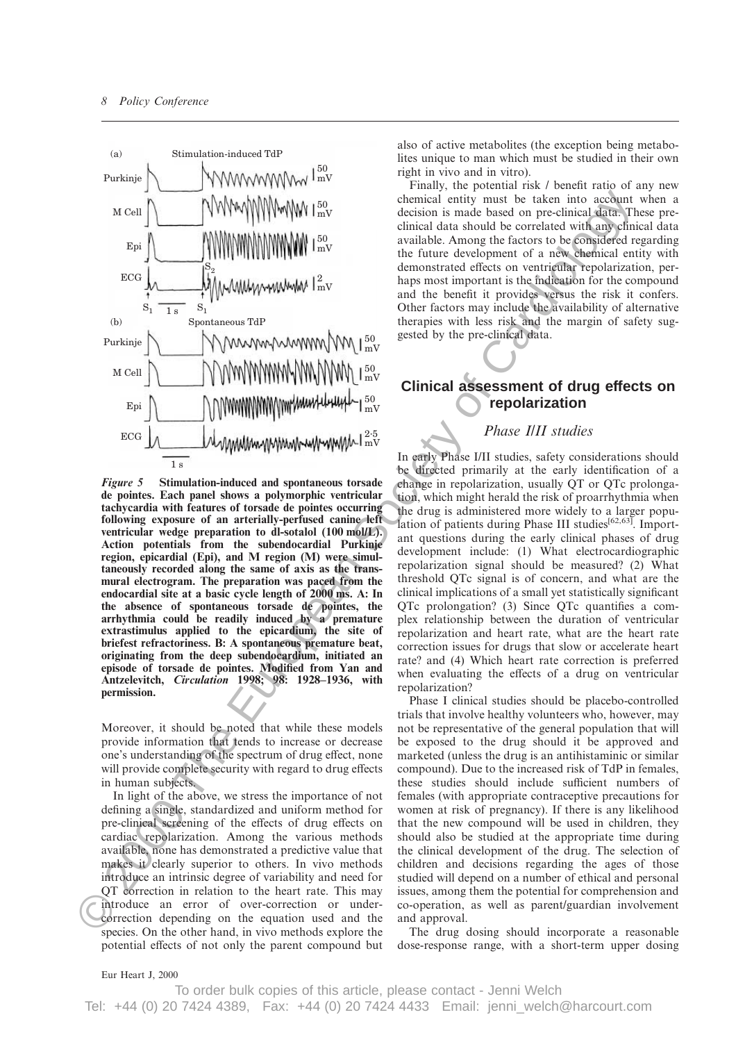(a) Stimulation-induced TdP

Purkinje 50 mV

M Cell 50 mV

Epi 50 mV

ECG 2 mV

$S_2$

$S_1$ 1 s $S_1$

(b) Spontaneous TdP

Purkinje 50 mV

M Cell 50 mV

Epi 50 mV

ECG 2·5 mV

1 s

***Figure 5*** **Stimulation-induced and spontaneous torsade de pointes. Each panel shows a polymorphic ventricular tachycardia with features of torsade de pointes occurring following exposure of an arterially-perfused canine left ventricular wedge preparation to dl-sotalol (100 mol/L). Action potentials from the subendocardial Purkinje region, epicardial (Epi), and M region (M) were simultaneously recorded along the same of axis as the transmural electrogram. The preparation was paced from the endocardial site at a basic cycle length of 2000 ms. A: In the absence of spontaneous torsade de pointes, the arrhythmia could be readily induced by a premature extrastimulus applied to the epicardium, the site of briefest refractoriness. B: A spontaneous premature beat, originating from the deep subendocardium, initiated an episode of torsade de pointes. Modified from Yan and Antzelevitch, *Circulation* 1998; 98: 1928–1936, with permission.**

Moreover, it should be noted that while these models provide information that tends to increase or decrease one's understanding of the spectrum of drug effect, none will provide complete security with regard to drug effects in human subjects.

In light of the above, we stress the importance of not defining a single, standardized and uniform method for pre-clinical screening of the effects of drug effects on cardiac repolarization. Among the various methods available, none has demonstrated a predictive value that makes it clearly superior to others. In vivo methods introduce an intrinsic degree of variability and need for QT correction in relation to the heart rate. This may introduce an error of over-correction or under-correction depending on the equation used and the species. On the other hand, in vivo methods explore the potential effects of not only the parent compound but also of active metabolites (the exception being metabolites unique to man which must be studied in their own right in vivo and in vitro).

Finally, the potential risk / benefit ratio of any new chemical entity must be taken into account when a decision is made based on pre-clinical data. These pre-clinical data should be correlated with any clinical data available. Among the factors to be considered regarding the future development of a new chemical entity with demonstrated effects on ventricular repolarization, perhaps most important is the indication for the compound and the benefit it provides versus the risk it confers. Other factors may include the availability of alternative therapies with less risk and the margin of safety suggested by the pre-clinical data.

## Clinical assessment of drug effects on repolarization

### *Phase I/II studies*

In early Phase I/II studies, safety considerations should be directed primarily at the early identification of a change in repolarization, usually QT or QTc prolongation, which might herald the risk of proarrhythmia when the drug is administered more widely to a larger population of patients during Phase III studies[62,63]. Important questions during the early clinical phases of drug development include: (1) What electrocardiographic repolarization signal should be measured? (2) What threshold QTc signal is of concern, and what are the clinical implications of a small yet statistically significant QTc prolongation? (3) Since QTc quantifies a complex relationship between the duration of ventricular repolarization and heart rate, what are the heart rate correction issues for drugs that slow or accelerate heart rate? and (4) Which heart rate correction is preferred when evaluating the effects of a drug on ventricular repolarization?

Phase I clinical studies should be placebo-controlled trials that involve healthy volunteers who, however, may not be representative of the general population that will be exposed to the drug should it be approved and marketed (unless the drug is an antihistaminic or similar compound). Due to the increased risk of TdP in females, these studies should include sufficient numbers of females (with appropriate contraceptive precautions for women at risk of pregnancy). If there is any likelihood that the new compound will be used in children, they should also be studied at the appropriate time during the clinical development of the drug. The selection of children and decisions regarding the ages of those studied will depend on a number of ethical and personal issues, among them the potential for comprehension and co-operation, as well as parent/guardian involvement and approval.

The drug dosing should incorporate a reasonable dose-response range, with a short-term upper dosing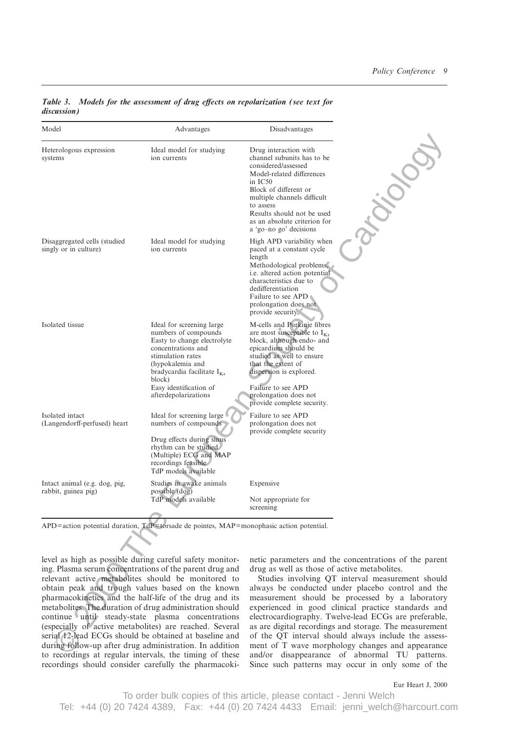***Table 3. Models for the assessment of drug effects on repolarization (see text for discussion)***

| Model | Advantages | Disadvantages |
|---|---|---|
| Heterologous expression systems | Ideal model for studying ion currents | Drug interaction with channel subunits has to be considered/assessed<br>Model-related differences in IC50<br>Block of different or multiple channels difficult to assess<br>Results should not be used as an absolute criterion for a 'go–no go' decisions |
| Disaggregated cells (studied singly or in culture) | Ideal model for studying ion currents | High APD variability when paced at a constant cycle length<br>Methodological problems, i.e. altered action potential characteristics due to dedifferentiation<br>Failure to see APD prolongation does not provide security |
| Isolated tissue | Ideal for screening large numbers of compounds<br>Easy to change electrolyte concentrations and stimulation rates (hypokalemia and bradycardia facilitate $I_{Kr}$ block)<br>Easy identification of afterdepolarizations | M-cells and Purkinje fibres are most susceptible to $I_{Kr}$ block, although endo- and epicardium should be studied as well to ensure that the extent of dispersion is explored.<br>Failure to see APD prolongation does not provide complete security. |
| Isolated intact (Langendorff-perfused) heart | Ideal for screening large numbers of compounds<br>Drug effects during sinus rhythm can be studied<br>(Multiple) ECG and MAP recordings feasible<br>TdP models available | Failure to see APD prolongation does not provide complete security |
| Intact animal (e.g. dog, pig, rabbit, guinea pig) | Studies in awake animals possible (dog)<br>TdP models available | Expensive<br>Not appropriate for screening |

APD=action potential duration, TdP=torsade de pointes, MAP=monophasic action potential.

level as high as possible during careful safety monitoring. Plasma serum concentrations of the parent drug and relevant active metabolites should be monitored to obtain peak and trough values based on the known pharmacokinetics and the half-life of the drug and its metabolites. The duration of drug administration should continue until steady-state plasma concentrations (especially of active metabolites) are reached. Several serial 12-lead ECGs should be obtained at baseline and during follow-up after drug administration. In addition to recordings at regular intervals, the timing of these recordings should consider carefully the pharmacokinetic parameters and the concentrations of the parent drug as well as those of active metabolites.

Studies involving QT interval measurement should always be conducted under placebo control and the measurement should be processed by a laboratory experienced in good clinical practice standards and electrocardiography. Twelve-lead ECGs are preferable, as are digital recordings and storage. The measurement of the QT interval should always include the assessment of T wave morphology changes and appearance and/or disappearance of abnormal TU patterns. Since such patterns may occur in only some of the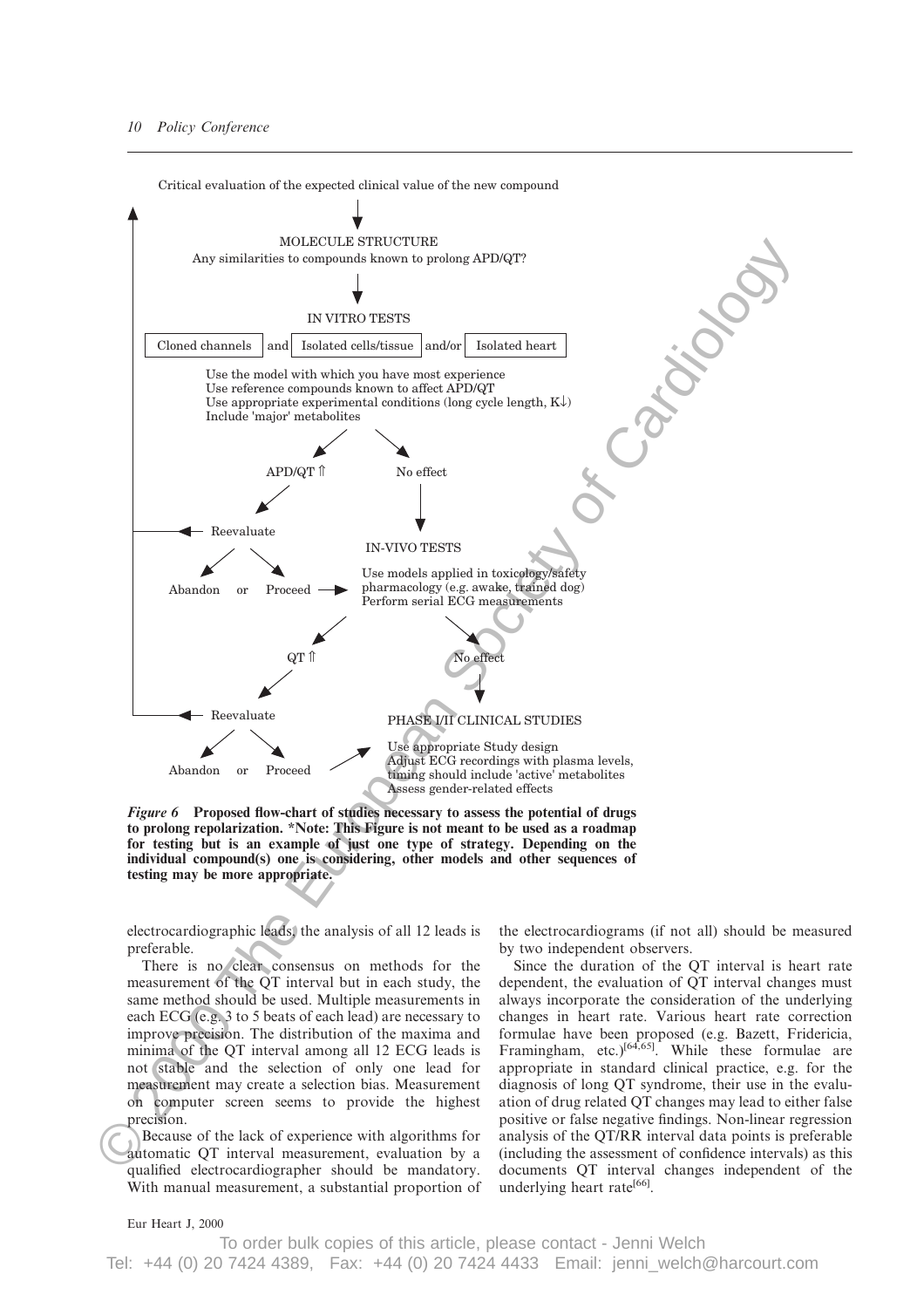Critical evaluation of the expected clinical value of the new compound

MOLECULE STRUCTURE
Any similarities to compounds known to prolong APD/QT?

IN VITRO TESTS

Cloned channels | and | Isolated cells/tissue | and/or | Isolated heart

Use the model with which you have most experience
Use reference compounds known to affect APD/QT
Use appropriate experimental conditions (long cycle length, K↓)
Include 'major' metabolites

APD/QT ⇑ — No effect

Reevaluate

Abandon or Proceed

IN-VIVO TESTS
Use models applied in toxicology/safety pharmacology (e.g. awake, trained dog)
Perform serial ECG measurements

QT ⇑ — No effect

Reevaluate

Abandon or Proceed

PHASE I/II CLINICAL STUDIES
Use appropriate Study design
Adjust ECG recordings with plasma levels, timing should include 'active' metabolites
Assess gender-related effects

*Figure 6* **Proposed flow-chart of studies necessary to assess the potential of drugs to prolong repolarization. \*Note: This Figure is not meant to be used as a roadmap for testing but is an example of just one type of strategy. Depending on the individual compound(s) one is considering, other models and other sequences of testing may be more appropriate.**

electrocardiographic leads, the analysis of all 12 leads is preferable.

There is no clear consensus on methods for the measurement of the QT interval but in each study, the same method should be used. Multiple measurements in each ECG (e.g. 3 to 5 beats of each lead) are necessary to improve precision. The distribution of the maxima and minima of the QT interval among all 12 ECG leads is not stable and the selection of only one lead for measurement may create a selection bias. Measurement on computer screen seems to provide the highest precision.

Because of the lack of experience with algorithms for automatic QT interval measurement, evaluation by a qualified electrocardiographer should be mandatory. With manual measurement, a substantial proportion of the electrocardiograms (if not all) should be measured by two independent observers.

Since the duration of the QT interval is heart rate dependent, the evaluation of QT interval changes must always incorporate the consideration of the underlying changes in heart rate. Various heart rate correction formulae have been proposed (e.g. Bazett, Fridericia, Framingham, etc.)[64,65]. While these formulae are appropriate in standard clinical practice, e.g. for the diagnosis of long QT syndrome, their use in the evaluation of drug related QT changes may lead to either false positive or false negative findings. Non-linear regression analysis of the QT/RR interval data points is preferable (including the assessment of confidence intervals) as this documents QT interval changes independent of the underlying heart rate[66].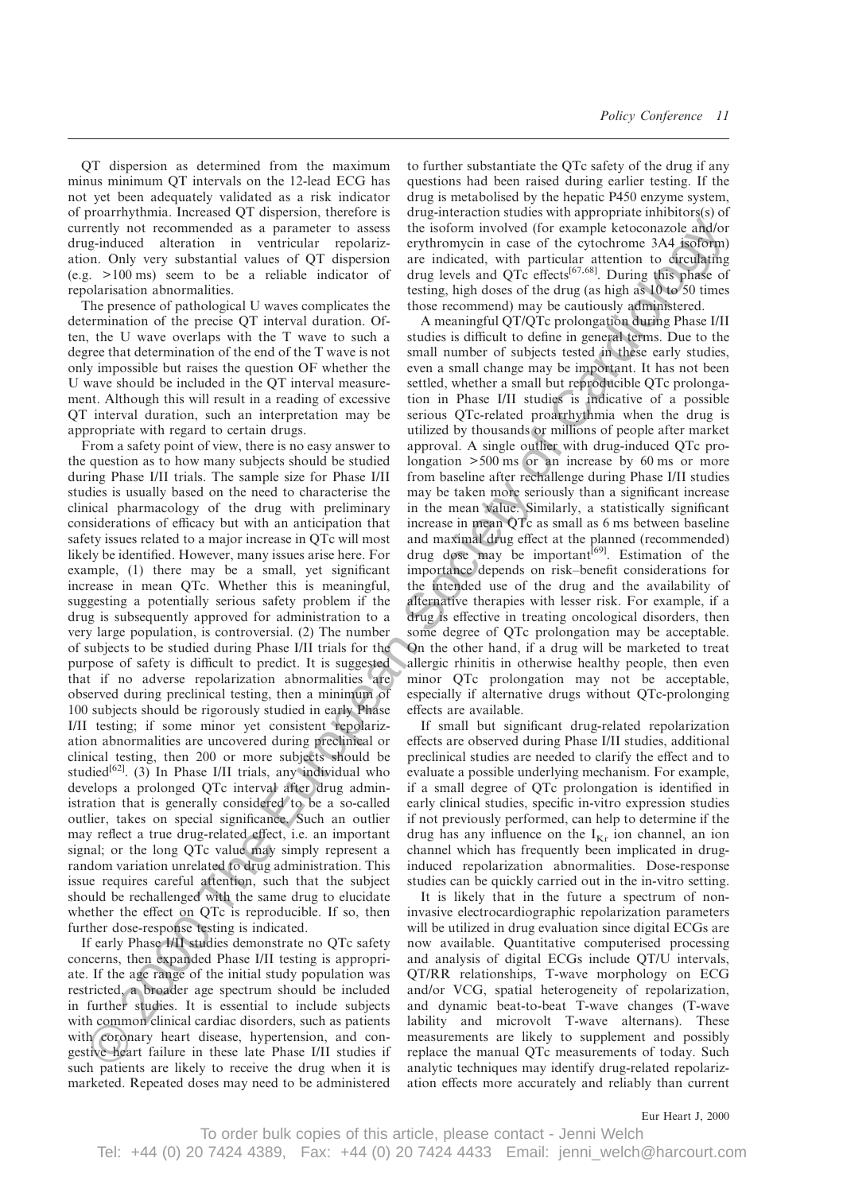QT dispersion as determined from the maximum minus minimum QT intervals on the 12-lead ECG has not yet been adequately validated as a risk indicator of proarrhythmia. Increased QT dispersion, therefore is currently not recommended as a parameter to assess drug-induced alteration in ventricular repolarization. Only very substantial values of QT dispersion (e.g. >100 ms) seem to be a reliable indicator of repolarisation abnormalities.

The presence of pathological U waves complicates the determination of the precise QT interval duration. Often, the U wave overlaps with the T wave to such a degree that determination of the end of the T wave is not only impossible but raises the question OF whether the U wave should be included in the QT interval measurement. Although this will result in a reading of excessive QT interval duration, such an interpretation may be appropriate with regard to certain drugs.

From a safety point of view, there is no easy answer to the question as to how many subjects should be studied during Phase I/II trials. The sample size for Phase I/II studies is usually based on the need to characterise the clinical pharmacology of the drug with preliminary considerations of efficacy but with an anticipation that safety issues related to a major increase in QTc will most likely be identified. However, many issues arise here. For example, (1) there may be a small, yet significant increase in mean QTc. Whether this is meaningful, suggesting a potentially serious safety problem if the drug is subsequently approved for administration to a very large population, is controversial. (2) The number of subjects to be studied during Phase I/II trials for the purpose of safety is difficult to predict. It is suggested that if no adverse repolarization abnormalities are observed during preclinical testing, then a minimum of 100 subjects should be rigorously studied in early Phase I/II testing; if some minor yet consistent repolarization abnormalities are uncovered during preclinical or clinical testing, then 200 or more subjects should be studied[62]. (3) In Phase I/II trials, any individual who develops a prolonged QTc interval after drug administration that is generally considered to be a so-called outlier, takes on special significance. Such an outlier may reflect a true drug-related effect, i.e. an important signal; or the long QTc value may simply represent a random variation unrelated to drug administration. This issue requires careful attention, such that the subject should be rechallenged with the same drug to elucidate whether the effect on QTc is reproducible. If so, then further dose-response testing is indicated.

If early Phase I/II studies demonstrate no QTc safety concerns, then expanded Phase I/II testing is appropriate. If the age range of the initial study population was restricted, a broader age spectrum should be included in further studies. It is essential to include subjects with common clinical cardiac disorders, such as patients with coronary heart disease, hypertension, and congestive heart failure in these late Phase I/II studies if such patients are likely to receive the drug when it is marketed. Repeated doses may need to be administered to further substantiate the QTc safety of the drug if any questions had been raised during earlier testing. If the drug is metabolised by the hepatic P450 enzyme system, drug-interaction studies with appropriate inhibitors(s) of the isoform involved (for example ketoconazole and/or erythromycin in case of the cytochrome 3A4 isoform) are indicated, with particular attention to circulating drug levels and QTc effects[67,68]. During this phase of testing, high doses of the drug (as high as 10 to 50 times those recommend) may be cautiously administered.

A meaningful QT/QTc prolongation during Phase I/II studies is difficult to define in general terms. Due to the small number of subjects tested in these early studies, even a small change may be important. It has not been settled, whether a small but reproducible QTc prolongation in Phase I/II studies is indicative of a possible serious QTc-related proarrhythmia when the drug is utilized by thousands or millions of people after market approval. A single outlier with drug-induced QTc prolongation >500 ms or an increase by 60 ms or more from baseline after rechallenge during Phase I/II studies may be taken more seriously than a significant increase in the mean value. Similarly, a statistically significant increase in mean QTc as small as 6 ms between baseline and maximal drug effect at the planned (recommended) drug dose may be important[69]. Estimation of the importance depends on risk–benefit considerations for the intended use of the drug and the availability of alternative therapies with lesser risk. For example, if a drug is effective in treating oncological disorders, then some degree of QTc prolongation may be acceptable. On the other hand, if a drug will be marketed to treat allergic rhinitis in otherwise healthy people, then even minor QTc prolongation may not be acceptable, especially if alternative drugs without QTc-prolonging effects are available.

If small but significant drug-related repolarization effects are observed during Phase I/II studies, additional preclinical studies are needed to clarify the effect and to evaluate a possible underlying mechanism. For example, if a small degree of QTc prolongation is identified in early clinical studies, specific in-vitro expression studies if not previously performed, can help to determine if the drug has any influence on the $I_{Kr}$ ion channel, an ion channel which has frequently been implicated in drug-induced repolarization abnormalities. Dose-response studies can be quickly carried out in the in-vitro setting.

It is likely that in the future a spectrum of non-invasive electrocardiographic repolarization parameters will be utilized in drug evaluation since digital ECGs are now available. Quantitative computerised processing and analysis of digital ECGs include QT/U intervals, QT/RR relationships, T-wave morphology on ECG and/or VCG, spatial heterogeneity of repolarization, and dynamic beat-to-beat T-wave changes (T-wave lability and microvolt T-wave alternans). These measurements are likely to supplement and possibly replace the manual QTc measurements of today. Such analytic techniques may identify drug-related repolarization effects more accurately and reliably than current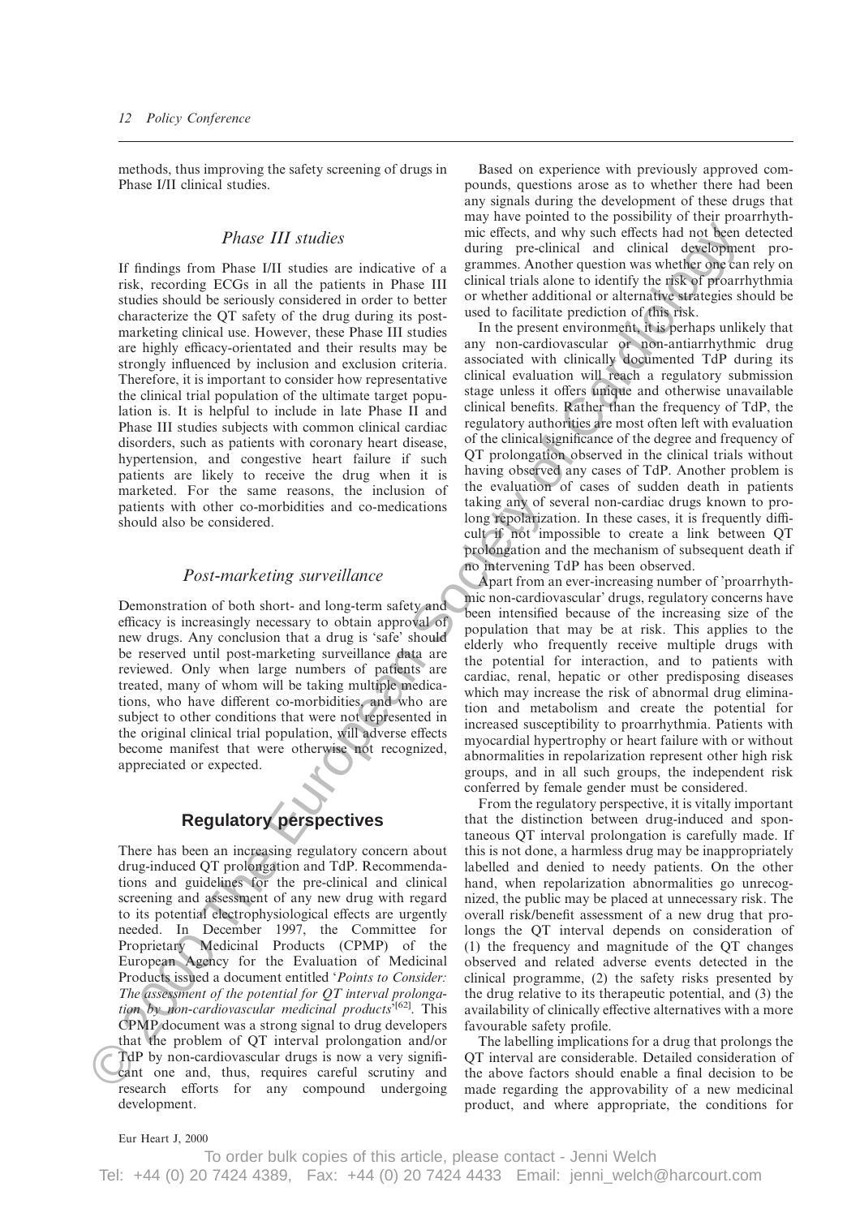methods, thus improving the safety screening of drugs in Phase I/II clinical studies.

### Phase III studies

If findings from Phase I/II studies are indicative of a risk, recording ECGs in all the patients in Phase III studies should be seriously considered in order to better characterize the QT safety of the drug during its post-marketing clinical use. However, these Phase III studies are highly efficacy-orientated and their results may be strongly influenced by inclusion and exclusion criteria. Therefore, it is important to consider how representative the clinical trial population of the ultimate target population is. It is helpful to include in late Phase II and Phase III studies subjects with common clinical cardiac disorders, such as patients with coronary heart disease, hypertension, and congestive heart failure if such patients are likely to receive the drug when it is marketed. For the same reasons, the inclusion of patients with other co-morbidities and co-medications should also be considered.

### Post-marketing surveillance

Demonstration of both short- and long-term safety and efficacy is increasingly necessary to obtain approval of new drugs. Any conclusion that a drug is 'safe' should be reserved until post-marketing surveillance data are reviewed. Only when large numbers of patients are treated, many of whom will be taking multiple medications, who have different co-morbidities, and who are subject to other conditions that were not represented in the original clinical trial population, will adverse effects become manifest that were otherwise not recognized, appreciated or expected.

## Regulatory perspectives

There has been an increasing regulatory concern about drug-induced QT prolongation and TdP. Recommendations and guidelines for the pre-clinical and clinical screening and assessment of any new drug with regard to its potential electrophysiological effects are urgently needed. In December 1997, the Committee for Proprietary Medicinal Products (CPMP) of the European Agency for the Evaluation of Medicinal Products issued a document entitled '*Points to Consider: The assessment of the potential for QT interval prolongation by non-cardiovascular medicinal products*'[62]. This CPMP document was a strong signal to drug developers that the problem of QT interval prolongation and/or TdP by non-cardiovascular drugs is now a very significant one and, thus, requires careful scrutiny and research efforts for any compound undergoing development.

Based on experience with previously approved compounds, questions arose as to whether there had been any signals during the development of these drugs that may have pointed to the possibility of their proarrhythmic effects, and why such effects had not been detected during pre-clinical and clinical development programmes. Another question was whether one can rely on clinical trials alone to identify the risk of proarrhythmia or whether additional or alternative strategies should be used to facilitate prediction of this risk.

In the present environment, it is perhaps unlikely that any non-cardiovascular or non-antiarrhythmic drug associated with clinically documented TdP during its clinical evaluation will reach a regulatory submission stage unless it offers unique and otherwise unavailable clinical benefits. Rather than the frequency of TdP, the regulatory authorities are most often left with evaluation of the clinical significance of the degree and frequency of QT prolongation observed in the clinical trials without having observed any cases of TdP. Another problem is the evaluation of cases of sudden death in patients taking any of several non-cardiac drugs known to prolong repolarization. In these cases, it is frequently difficult if not impossible to create a link between QT prolongation and the mechanism of subsequent death if no intervening TdP has been observed.

Apart from an ever-increasing number of 'proarrhythmic non-cardiovascular' drugs, regulatory concerns have been intensified because of the increasing size of the population that may be at risk. This applies to the elderly who frequently receive multiple drugs with the potential for interaction, and to patients with cardiac, renal, hepatic or other predisposing diseases which may increase the risk of abnormal drug elimination and metabolism and create the potential for increased susceptibility to proarrhythmia. Patients with myocardial hypertrophy or heart failure with or without abnormalities in repolarization represent other high risk groups, and in all such groups, the independent risk conferred by female gender must be considered.

From the regulatory perspective, it is vitally important that the distinction between drug-induced and spontaneous QT interval prolongation is carefully made. If this is not done, a harmless drug may be inappropriately labelled and denied to needy patients. On the other hand, when repolarization abnormalities go unrecognized, the public may be placed at unnecessary risk. The overall risk/benefit assessment of a new drug that prolongs the QT interval depends on consideration of (1) the frequency and magnitude of the QT changes observed and related adverse events detected in the clinical programme, (2) the safety risks presented by the drug relative to its therapeutic potential, and (3) the availability of clinically effective alternatives with a more favourable safety profile.

The labelling implications for a drug that prolongs the QT interval are considerable. Detailed consideration of the above factors should enable a final decision to be made regarding the approvability of a new medicinal product, and where appropriate, the conditions for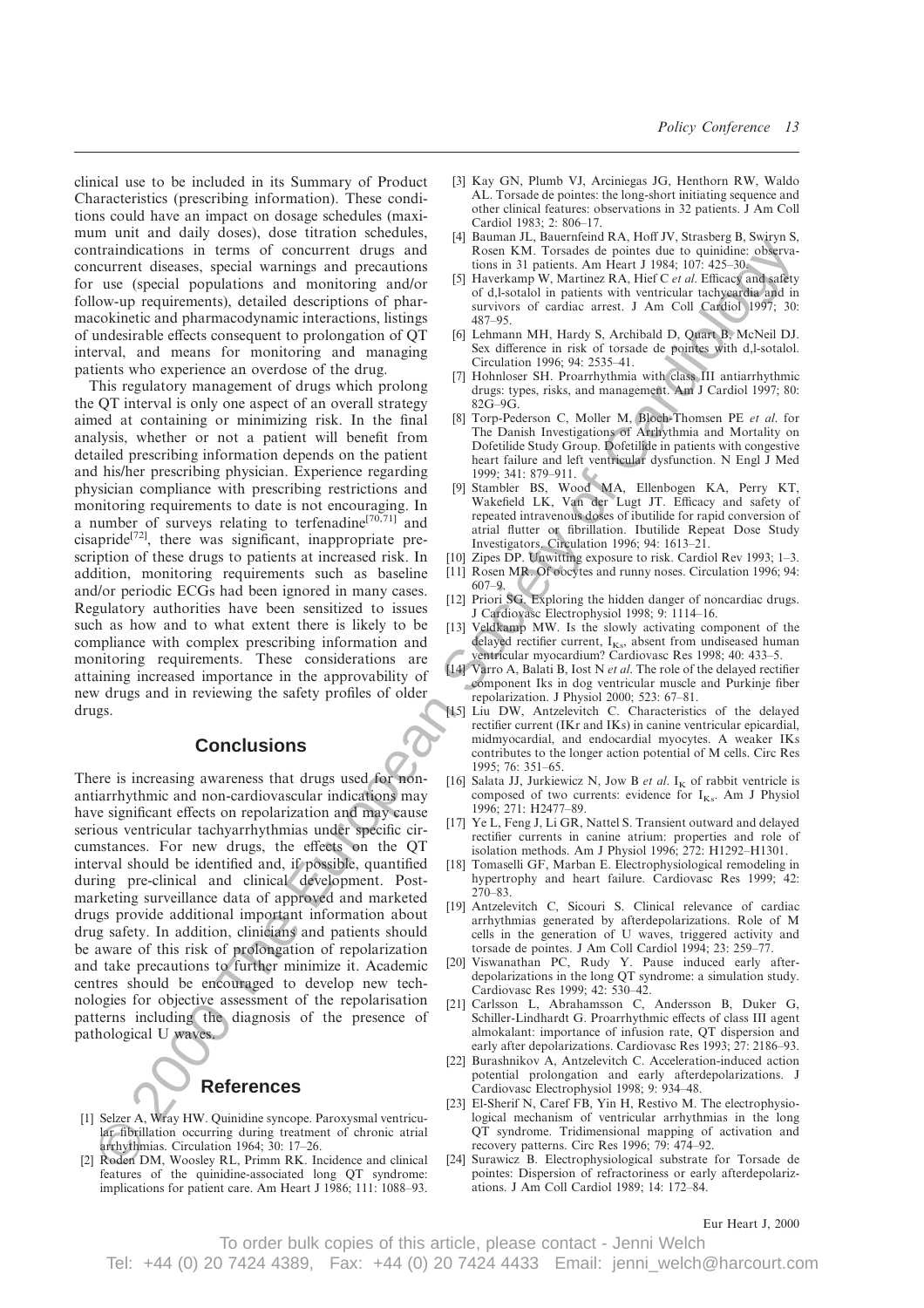clinical use to be included in its Summary of Product Characteristics (prescribing information). These conditions could have an impact on dosage schedules (maximum unit and daily doses), dose titration schedules, contraindications in terms of concurrent drugs and concurrent diseases, special warnings and precautions for use (special populations and monitoring and/or follow-up requirements), detailed descriptions of pharmacokinetic and pharmacodynamic interactions, listings of undesirable effects consequent to prolongation of QT interval, and means for monitoring and managing patients who experience an overdose of the drug.

This regulatory management of drugs which prolong the QT interval is only one aspect of an overall strategy aimed at containing or minimizing risk. In the final analysis, whether or not a patient will benefit from detailed prescribing information depends on the patient and his/her prescribing physician. Experience regarding physician compliance with prescribing restrictions and monitoring requirements to date is not encouraging. In a number of surveys relating to terfenadine[70,71] and cisapride[72], there was significant, inappropriate prescription of these drugs to patients at increased risk. In addition, monitoring requirements such as baseline and/or periodic ECGs had been ignored in many cases. Regulatory authorities have been sensitized to issues such as how and to what extent there is likely to be compliance with complex prescribing information and monitoring requirements. These considerations are attaining increased importance in the approvability of new drugs and in reviewing the safety profiles of older drugs.

## Conclusions

There is increasing awareness that drugs used for non-antiarrhythmic and non-cardiovascular indications may have significant effects on repolarization and may cause serious ventricular tachyarrhythmias under specific circumstances. For new drugs, the effects on the QT interval should be identified and, if possible, quantified during pre-clinical and clinical development. Post-marketing surveillance data of approved and marketed drugs provide additional important information about drug safety. In addition, clinicians and patients should be aware of this risk of prolongation of repolarization and take precautions to further minimize it. Academic centres should be encouraged to develop new technologies for objective assessment of the repolarisation patterns including the diagnosis of the presence of pathological U waves.

## References

[1] Selzer A, Wray HW. Quinidine syncope. Paroxysmal ventricular fibrillation occurring during treatment of chronic atrial arrhythmias. Circulation 1964; 30: 17–26.

[2] Roden DM, Woosley RL, Primm RK. Incidence and clinical features of the quinidine-associated long QT syndrome: implications for patient care. Am Heart J 1986; 111: 1088–93.

[3] Kay GN, Plumb VJ, Arciniegas JG, Henthorn RW, Waldo AL. Torsade de pointes: the long-short initiating sequence and other clinical features: observations in 32 patients. J Am Coll Cardiol 1983; 2: 806–17.

[4] Bauman JL, Bauernfeind RA, Hoff JV, Strasberg B, Swiryn S, Rosen KM. Torsades de pointes due to quinidine: observations in 31 patients. Am Heart J 1984; 107: 425–30.

[5] Haverkamp W, Martinez RA, Hief C *et al*. Efficacy and safety of d,l-sotalol in patients with ventricular tachycardia and in survivors of cardiac arrest. J Am Coll Cardiol 1997; 30: 487–95.

[6] Lehmann MH, Hardy S, Archibald D, Quart B, McNeil DJ. Sex difference in risk of torsade de pointes with d,l-sotalol. Circulation 1996; 94: 2535–41.

[7] Hohnloser SH. Proarrhythmia with class III antiarrhythmic drugs: types, risks, and management. Am J Cardiol 1997; 80: 82G–9G.

[8] Torp-Pederson C, Moller M, Bloch-Thomsen PE *et al*. for The Danish Investigations of Arrhythmia and Mortality on Dofetilide Study Group. Dofetilide in patients with congestive heart failure and left ventricular dysfunction. N Engl J Med 1999; 341: 879–911.

[9] Stambler BS, Wood MA, Ellenbogen KA, Perry KT, Wakefield LK, Van der Lugt JT. Efficacy and safety of repeated intravenous doses of ibutilide for rapid conversion of atrial flutter or fibrillation. Ibutilide Repeat Dose Study Investigators. Circulation 1996; 94: 1613–21.

[10] Zipes DP. Unwitting exposure to risk. Cardiol Rev 1993; 1–3.

[11] Rosen MR. Of oocytes and runny noses. Circulation 1996; 94: 607–9.

[12] Priori SG. Exploring the hidden danger of noncardiac drugs. J Cardiovasc Electrophysiol 1998; 9: 1114–16.

[13] Veldkamp MW. Is the slowly activating component of the delayed rectifier current, $I_{Ks}$, absent from undiseased human ventricular myocardium? Cardiovasc Res 1998; 40: 433–5.

[14] Varro A, Balati B, Iost N *et al*. The role of the delayed rectifier component Iks in dog ventricular muscle and Purkinje fiber repolarization. J Physiol 2000; 523: 67–81.

[15] Liu DW, Antzelevitch C. Characteristics of the delayed rectifier current (IKr and IKs) in canine ventricular epicardial, midmyocardial, and endocardial myocytes. A weaker IKs contributes to the longer action potential of M cells. Circ Res 1995; 76: 351–65.

[16] Salata JJ, Jurkiewicz N, Jow B *et al*. $I_K$ of rabbit ventricle is composed of two currents: evidence for $I_{Ks}$. Am J Physiol 1996; 271: H2477–89.

[17] Ye L, Feng J, Li GR, Nattel S. Transient outward and delayed rectifier currents in canine atrium: properties and role of isolation methods. Am J Physiol 1996; 272: H1292–H1301.

[18] Tomaselli GF, Marban E. Electrophysiological remodeling in hypertrophy and heart failure. Cardiovasc Res 1999; 42: 270–83.

[19] Antzelevitch C, Sicouri S. Clinical relevance of cardiac arrhythmias generated by afterdepolarizations. Role of M cells in the generation of U waves, triggered activity and torsade de pointes. J Am Coll Cardiol 1994; 23: 259–77.

[20] Viswanathan PC, Rudy Y. Pause induced early afterdepolarizations in the long QT syndrome: a simulation study. Cardiovasc Res 1999; 42: 530–42.

[21] Carlsson L, Abrahamsson C, Andersson B, Duker G, Schiller-Lindhardt G. Proarrhythmic effects of class III agent almokalant: importance of infusion rate, QT dispersion and early after depolarizations. Cardiovasc Res 1993; 27: 2186–93.

[22] Burashnikov A, Antzelevitch C. Acceleration-induced action potential prolongation and early afterdepolarizations. J Cardiovasc Electrophysiol 1998; 9: 934–48.

[23] El-Sherif N, Caref FB, Yin H, Restivo M. The electrophysiological mechanism of ventricular arrhythmias in the long QT syndrome. Tridimensional mapping of activation and recovery patterns. Circ Res 1996; 79: 474–92.

[24] Surawicz B. Electrophysiological substrate for Torsade de pointes: Dispersion of refractoriness or early afterdepolarizations. J Am Coll Cardiol 1989; 14: 172–84.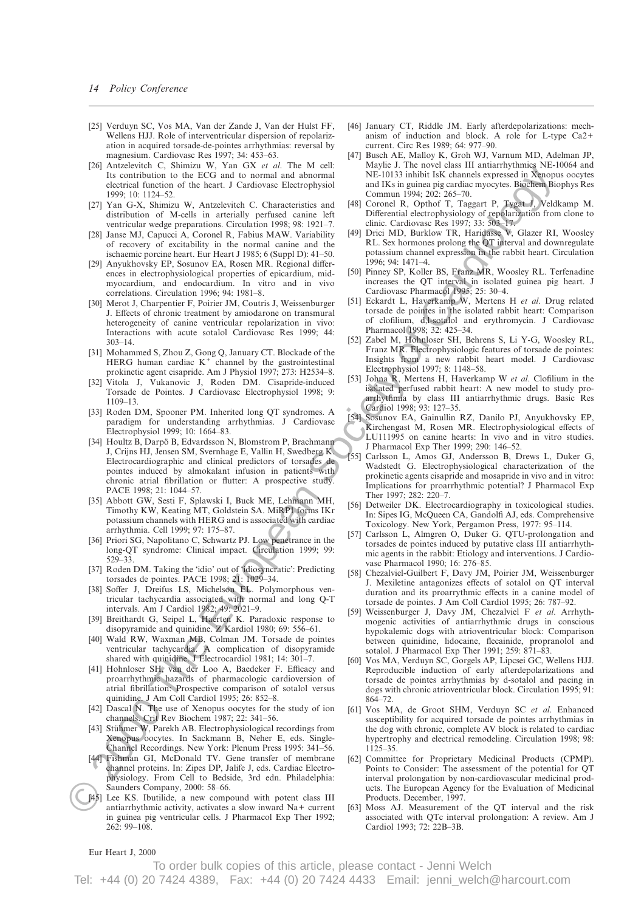[25] Verduyn SC, Vos MA, Van der Zande J, Van der Hulst FF, Wellens HJJ. Role of interventricular dispersion of repolarization in acquired torsade-de-pointes arrhythmias: reversal by magnesium. Cardiovasc Res 1997; 34: 453–63.

[26] Antzelevitch C, Shimizu W, Yan GX *et al.* The M cell: Its contribution to the ECG and to normal and abnormal electrical function of the heart. J Cardiovasc Electrophysiol 1999; 10: 1124–52.

[27] Yan G-X, Shimizu W, Antzelevitch C. Characteristics and distribution of M-cells in arterially perfused canine left ventricular wedge preparations. Circulation 1998; 98: 1921–7.

[28] Janse MJ, Capucci A, Coronel R, Fabius MAW. Variability of recovery of excitability in the normal canine and the ischaemic porcine heart. Eur Heart J 1985; 6 (Suppl D): 41–50.

[29] Anyukhovsky EP, Sosunov EA, Rosen MR. Regional differences in electrophysiological properties of epicardium, midmyocardium, and endocardium. In vitro and in vivo correlations. Circulation 1996; 94: 1981–8.

[30] Merot J, Charpentier F, Poirier JM, Coutris J, Weissenburger J. Effects of chronic treatment by amiodarone on transmural heterogeneity of canine ventricular repolarization in vivo: Interactions with acute sotalol Cardiovasc Res 1999; 44: 303–14.

[31] Mohammed S, Zhou Z, Gong Q, January CT. Blockade of the HERG human cardiac $K^+$ channel by the gastrointestinal prokinetic agent cisapride. Am J Physiol 1997; 273: H2534–8.

[32] Vitola J, Vukanovic J, Roden DM. Cisapride-induced Torsade de Pointes. J Cardiovasc Electrophysiol 1998; 9: 1109–13.

[33] Roden DM, Spooner PM. Inherited long QT syndromes. A paradigm for understanding arrhythmias. J Cardiovasc Electrophysiol 1999; 10: 1664–83.

[34] Houltz B, Darpö B, Edvardsson N, Blomstrom P, Brachmann J, Crijns HJ, Jensen SM, Svernhage E, Vallin H, Swedberg K. Electrocardiographic and clinical predictors of torsades de pointes induced by almokalant infusion in patients with chronic atrial fibrillation or flutter: A prospective study. PACE 1998; 21: 1044–57.

[35] Abbott GW, Sesti F, Splawski I, Buck ME, Lehmann MH, Timothy KW, Keating MT, Goldstein SA. MiRP1 forms IKr potassium channels with HERG and is associated with cardiac arrhythmia. Cell 1999; 97: 175–87.

[36] Priori SG, Napolitano C, Schwartz PJ. Low penetrance in the long-QT syndrome: Clinical impact. Circulation 1999; 99: 529–33.

[37] Roden DM. Taking the 'idio' out of 'idiosyncratic': Predicting torsades de pointes. PACE 1998; 21: 1029–34.

[38] Soffer J, Dreifus LS, Michelson EL. Polymorphous ventricular tachycardia associated with normal and long Q-T intervals. Am J Cardiol 1982; 49: 2021–9.

[39] Breithardt G, Seipel L, Haerten K. Paradoxic response to disopyramide and quinidine. Z Kardiol 1980; 69: 556–61.

[40] Wald RW, Waxman MB, Colman JM. Torsade de pointes ventricular tachycardia. A complication of disopyramide shared with quinidine. J Electrocardiol 1981; 14: 301–7.

[41] Hohnloser SH, van der Loo A, Baedeker F. Efficacy and proarrhythmic hazards of pharmacologic cardioversion of atrial fibrillation: Prospective comparison of sotalol versus quinidine. J Am Coll Cardiol 1995; 26: 852–8.

[42] Dascal N. The use of Xenopus oocytes for the study of ion channels. Crit Rev Biochem 1987; 22: 341–56.

[43] Stühmer W, Parekh AB. Electrophysiological recordings from Xenopus oocytes. In Sackmann B, Neher E, eds. Single-Channel Recordings. New York: Plenum Press 1995: 341–56.

[44] Fishman GI, McDonald TV. Gene transfer of membrane channel proteins. In: Zipes DP, Jalife J, eds. Cardiac Electrophysiology. From Cell to Bedside, 3rd edn. Philadelphia: Saunders Company, 2000: 58–66.

[45] Lee KS. Ibutilide, a new compound with potent class III antiarrhythmic activity, activates a slow inward Na+ current in guinea pig ventricular cells. J Pharmacol Exp Ther 1992; 262: 99–108.

[46] January CT, Riddle JM. Early afterdepolarizations: mechanism of induction and block. A role for L-type Ca2+ current. Circ Res 1989; 64: 977–90.

[47] Busch AE, Malloy K, Groh WJ, Varnum MD, Adelman JP, Maylie J. The novel class III antiarrhythmics NE-10064 and NE-10133 inhibit IsK channels expressed in Xenopus oocytes and IKs in guinea pig cardiac myocytes. Biochem Biophys Res Commun 1994; 202: 265–70.

[48] Coronel R, Opthof T, Taggart P, Tygat J, Veldkamp M. Differential electrophysiology of repolarization from clone to clinic. Cardiovasc Res 1997; 33: 503–17.

[49] Drici MD, Burklow TR, Haridasse V, Glazer RI, Woosley RL. Sex hormones prolong the QT interval and downregulate potassium channel expression in the rabbit heart. Circulation 1996; 94: 1471–4.

[50] Pinney SP, Koller BS, Franz MR, Woosley RL. Terfenadine increases the QT interval in isolated guinea pig heart. J Cardiovasc Pharmacol 1995; 25: 30–4.

[51] Eckardt L, Haverkamp W, Mertens H *et al.* Drug related torsade de pointes in the isolated rabbit heart: Comparison of clofilium, d,l-sotalol and erythromycin. J Cardiovasc Pharmacol 1998; 32: 425–34.

[52] Zabel M, Hohnloser SH, Behrens S, Li Y-G, Woosley RL, Franz MR. Electrophysiologic features of torsade de pointes: Insights from a new rabbit heart model. J Cardiovasc Electrophysiol 1997; 8: 1148–58.

[53] Johna R, Mertens H, Haverkamp W *et al.* Clofilium in the isolated perfused rabbit heart: A new model to study proarrhythmia by class III antiarrhythmic drugs. Basic Res Cardiol 1998; 93: 127–35.

[54] Sosunov EA, Gainullin RZ, Danilo PJ, Anyukhovsky EP, Kirchengast M, Rosen MR. Electrophysiological effects of LU111995 on canine hearts: In vivo and in vitro studies. J Pharmacol Exp Ther 1999; 290: 146–52.

[55] Carlsson L, Amos GJ, Andersson B, Drews L, Duker G, Wadstedt G. Electrophysiological characterization of the prokinetic agents cisapride and mosapride in vivo and in vitro: Implications for proarrhythmic potential? J Pharmacol Exp Ther 1997; 282: 220–7.

[56] Detweiler DK. Electrocardiography in toxicological studies. In: Sipes IG, McQueen CA, Gandolfi AJ, eds. Comprehensive Toxicology. New York, Pergamon Press, 1977: 95–114.

[57] Carlsson L, Almgren O, Duker G. QTU-prolongation and torsades de pointes induced by putative class III antiarrhythmic agents in the rabbit: Etiology and interventions. J Cardiovasc Pharmacol 1990; 16: 276–85.

[58] Chezalviel-Guilbert F, Davy JM, Poirier JM, Weissenburger J. Mexiletine antagonizes effects of sotalol on QT interval duration and its proarrhythmic effects in a canine model of torsade de pointes. J Am Coll Cardiol 1995; 26: 787–92.

[59] Weissenburger J, Davy JM, Chezalviel F *et al.* Arrhythmogenic activities of antiarrhythmic drugs in conscious hypokalemic dogs with atrioventricular block: Comparison between quinidine, lidocaine, flecainide, propranolol and sotalol. J Pharmacol Exp Ther 1991; 259: 871–83.

[60] Vos MA, Verduyn SC, Gorgels AP, Lipcsei GC, Wellens HJJ. Reproducible induction of early afterdepolarizations and torsade de pointes arrhythmias by d-sotalol and pacing in dogs with chronic atrioventricular block. Circulation 1995; 91: 864–72.

[61] Vos MA, de Groot SHM, Verduyn SC *et al.* Enhanced susceptibility for acquired torsade de pointes arrhythmias in the dog with chronic, complete AV block is related to cardiac hypertrophy and electrical remodeling. Circulation 1998; 98: 1125–35.

[62] Committee for Proprietary Medicinal Products (CPMP). Points to Consider: The assessment of the potential for QT interval prolongation by non-cardiovascular medicinal products. The European Agency for the Evaluation of Medicinal Products. December, 1997.

[63] Moss AJ. Measurement of the QT interval and the risk associated with QTc interval prolongation: A review. Am J Cardiol 1993; 72: 22B–3B.

To order bulk copies of this article, please contact - Jenni Welch
Tel: +44 (0) 20 7424 4389, Fax: +44 (0) 20 7424 4433 Email: jenni_welch@harcourt.com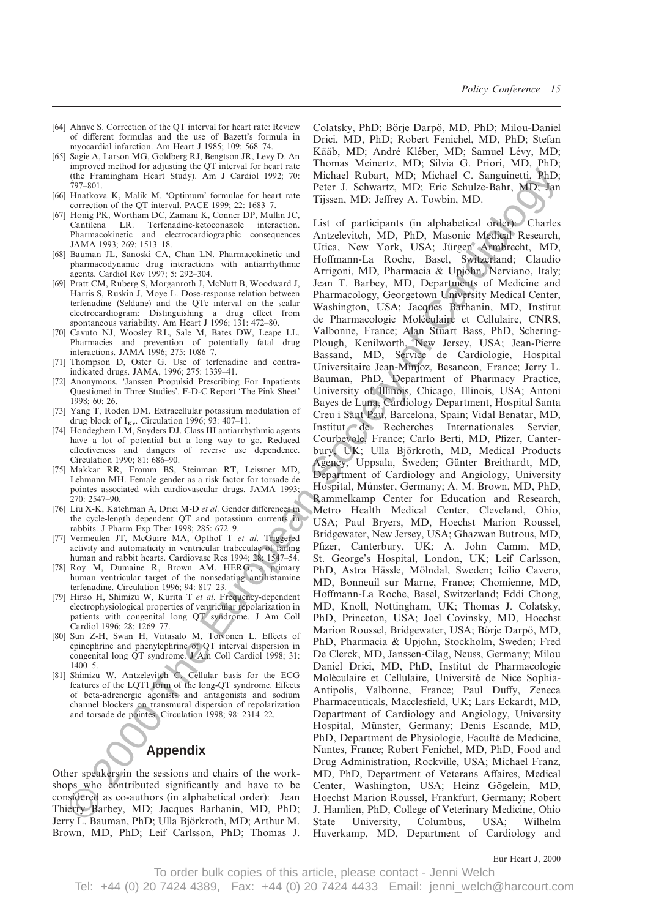[64] Ahnve S. Correction of the QT interval for heart rate: Review of different formulas and the use of Bazett's formula in myocardial infarction. Am Heart J 1985; 109: 568–74.

[65] Sagie A, Larson MG, Goldberg RJ, Bengtson JR, Levy D. An improved method for adjusting the QT interval for heart rate (the Framingham Heart Study). Am J Cardiol 1992; 70: 797–801.

[66] Hnatkova K, Malik M. 'Optimum' formulae for heart rate correction of the QT interval. PACE 1999; 22: 1683–7.

[67] Honig PK, Wortham DC, Zamani K, Conner DP, Mullin JC, Cantilena LR. Terfenadine-ketoconazole interaction. Pharmacokinetic and electrocardiographic consequences JAMA 1993; 269: 1513–18.

[68] Bauman JL, Sanoski CA, Chan LN. Pharmacokinetic and pharmacodynamic drug interactions with antiarrhythmic agents. Cardiol Rev 1997; 5: 292–304.

[69] Pratt CM, Ruberg S, Morganroth J, McNutt B, Woodward J, Harris S, Ruskin J, Moye L. Dose-response relation between terfenadine (Seldane) and the QTc interval on the scalar electrocardiogram: Distinguishing a drug effect from spontaneous variability. Am Heart J 1996; 131: 472–80.

[70] Cavuto NJ, Woosley RL, Sale M, Bates DW, Leape LL. Pharmacies and prevention of potentially fatal drug interactions. JAMA 1996; 275: 1086–7.

[71] Thompson D, Oster G. Use of terfenadine and contra-indicated drugs. JAMA, 1996; 275: 1339–41.

[72] Anonymous. 'Janssen Propulsid Prescribing For Inpatients Questioned in Three Studies'. F-D-C Report 'The Pink Sheet' 1998; 60: 26.

[73] Yang T, Roden DM. Extracellular potassium modulation of drug block of $I_{Kr}$. Circulation 1996; 93: 407–11.

[74] Hondeghem LM, Snyders DJ. Class III antiarrhythmic agents have a lot of potential but a long way to go. Reduced effectiveness and dangers of reverse use dependence. Circulation 1990; 81: 686–90.

[75] Makkar RR, Fromm BS, Steinman RT, Leissner MD, Lehmann MH. Female gender as a risk factor for torsade de pointes associated with cardiovascular drugs. JAMA 1993; 270: 2547–90.

[76] Liu X-K, Katchman A, Drici M-D *et al*. Gender differences in the cycle-length dependent QT and potassium currents in rabbits. J Pharm Exp Ther 1998; 285: 672–9.

[77] Vermeulen JT, McGuire MA, Opthof T *et al*. Triggered activity and automaticity in ventricular trabeculae of failing human and rabbit hearts. Cardiovasc Res 1994; 28: 1547–54.

[78] Roy M, Dumaine R, Brown AM. HERG, a primary human ventricular target of the nonsedating antihistamine terfenadine. Circulation 1996; 94: 817–23.

[79] Hirao H, Shimizu W, Kurita T *et al*. Frequency-dependent electrophysiological properties of ventricular repolarization in patients with congenital long QT syndrome. J Am Coll Cardiol 1996; 28: 1269–77.

[80] Sun Z-H, Swan H, Viitasalo M, Toivonen L. Effects of epinephrine and phenylephrine of QT interval dispersion in congenital long QT syndrome. J Am Coll Cardiol 1998; 31: 1400–5.

[81] Shimizu W, Antzelevitch C. Cellular basis for the ECG features of the LQT1 form of the long-QT syndrome. Effects of beta-adrenergic agonists and antagonists and sodium channel blockers on transmural dispersion of repolarization and torsade de pointes. Circulation 1998; 98: 2314–22.

## Appendix

Other speakers in the sessions and chairs of the workshops who contributed significantly and have to be considered as co-authors (in alphabetical order): Jean Thierry Barbey, MD; Jacques Barhanin, MD, PhD; Jerry L. Bauman, PhD; Ulla Björkroth, MD; Arthur M. Brown, MD, PhD; Leif Carlsson, PhD; Thomas J. Colatsky, PhD; Börje Darpö, MD, PhD; Milou-Daniel Drici, MD, PhD; Robert Fenichel, MD, PhD; Stefan Kääb, MD; André Kléber, MD; Samuel Lévy, MD; Thomas Meinertz, MD; Silvia G. Priori, MD, PhD; Michael Rubart, MD; Michael C. Sanguinetti, PhD; Peter J. Schwartz, MD; Eric Schulze-Bahr, MD; Jan Tijssen, MD; Jeffrey A. Towbin, MD.

List of participants (in alphabetical order): Charles Antzelevitch, MD, PhD, Masonic Medical Research, Utica, New York, USA; Jürgen Armbrecht, MD, Hoffmann-La Roche, Basel, Switzerland; Claudio Arrigoni, MD, Pharmacia & Upjohn, Nerviano, Italy; Jean T. Barbey, MD, Departments of Medicine and Pharmacology, Georgetown University Medical Center, Washington, USA; Jacques Barhanin, MD, Institut de Pharmacologie Moléculaire et Cellulaire, CNRS, Valbonne, France; Alan Stuart Bass, PhD, Schering-Plough, Kenilworth, New Jersey, USA; Jean-Pierre Bassand, MD, Service de Cardiologie, Hospital Universitaire Jean-Minjoz, Besancon, France; Jerry L. Bauman, PhD, Department of Pharmacy Practice, University of Illinois, Chicago, Illinois, USA; Antoni Bayes de Luna, Cardiology Department, Hospital Santa Creu i Sant Pau, Barcelona, Spain; Vidal Benatar, MD, Institut de Recherches Internationales Servier, Courbevole, France; Carlo Berti, MD, Pfizer, Canterbury, UK; Ulla Björkroth, MD, Medical Products Agency, Uppsala, Sweden; Günter Breithardt, MD, Department of Cardiology and Angiology, University Hospital, Münster, Germany; A. M. Brown, MD, PhD, Rammelkamp Center for Education and Research, Metro Health Medical Center, Cleveland, Ohio, USA; Paul Bryers, MD, Hoechst Marion Roussel, Bridgewater, New Jersey, USA; Ghazwan Butrous, MD, Pfizer, Canterbury, UK; A. John Camm, MD, St. George's Hospital, London, UK; Leif Carlsson, PhD, Astra Hässle, Mölndal, Sweden; Icilio Cavero, MD, Bonneuil sur Marne, France; Chomienne, MD, Hoffmann-La Roche, Basel, Switzerland; Eddi Chong, MD, Knoll, Nottingham, UK; Thomas J. Colatsky, PhD, Princeton, USA; Joel Covinsky, MD, Hoechst Marion Roussel, Bridgewater, USA; Börje Darpö, MD, PhD, Pharmacia & Upjohn, Stockholm, Sweden; Fred De Clerck, MD, Janssen-Cilag, Neuss, Germany; Milou Daniel Drici, MD, PhD, Institut de Pharmacologie Moléculaire et Cellulaire, Université de Nice Sophia-Antipolis, Valbonne, France; Paul Duffy, Zeneca Pharmaceuticals, Macclesfield, UK; Lars Eckardt, MD, Department of Cardiology and Angiology, University Hospital, Münster, Germany; Denis Escande, MD, PhD, Department de Physiologie, Faculté de Medicine, Nantes, France; Robert Fenichel, MD, PhD, Food and Drug Administration, Rockville, USA; Michael Franz, MD, PhD, Department of Veterans Affairs, Medical Center, Washington, USA; Heinz Gögelein, MD, Hoechst Marion Roussel, Frankfurt, Germany; Robert J. Hamlien, PhD, College of Veterinary Medicine, Ohio State University, Columbus, USA; Wilhelm Haverkamp, MD, Department of Cardiology and

To order bulk copies of this article, please contact - Jenni Welch

Tel: +44 (0) 20 7424 4389, Fax: +44 (0) 20 7424 4433 Email: jenni_welch@harcourt.com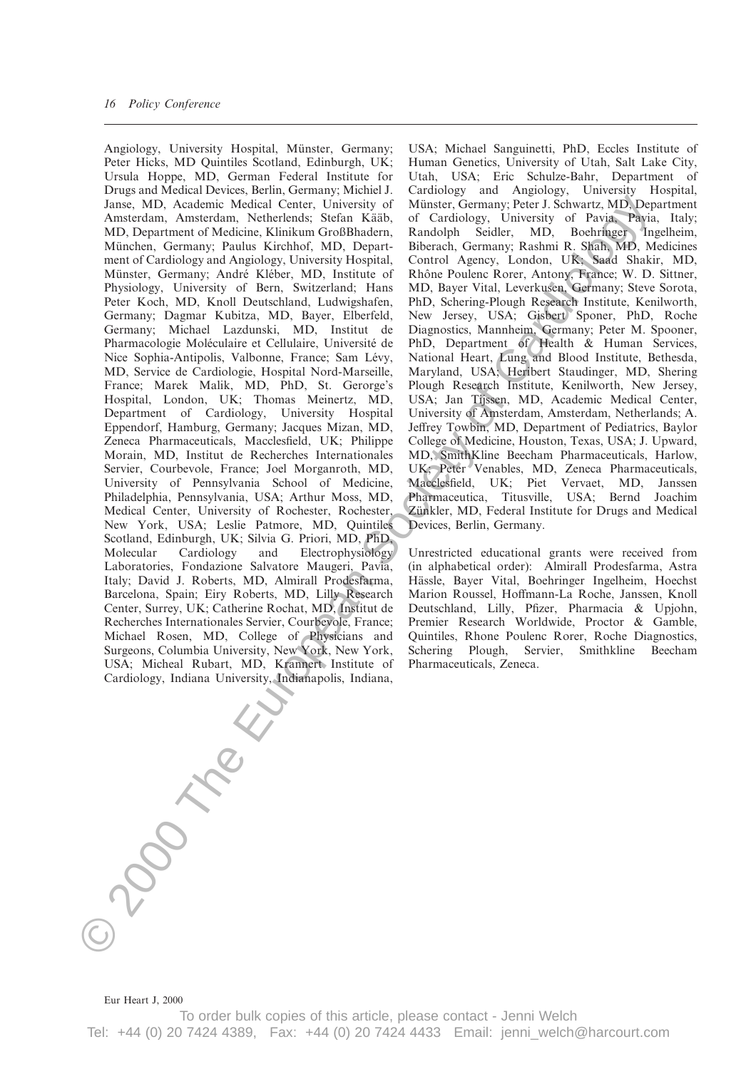Angiology, University Hospital, Münster, Germany; Peter Hicks, MD Quintiles Scotland, Edinburgh, UK; Ursula Hoppe, MD, German Federal Institute for Drugs and Medical Devices, Berlin, Germany; Michiel J. Janse, MD, Academic Medical Center, University of Amsterdam, Amsterdam, Netherlends; Stefan Kääb, MD, Department of Medicine, Klinikum GroßBhadern, München, Germany; Paulus Kirchhof, MD, Department of Cardiology and Angiology, University Hospital, Münster, Germany; André Kléber, MD, Institute of Physiology, University of Bern, Switzerland; Hans Peter Koch, MD, Knoll Deutschland, Ludwigshafen, Germany; Dagmar Kubitza, MD, Bayer, Elberfeld, Germany; Michael Lazdunski, MD, Institut de Pharmacologie Moléculaire et Cellulaire, Université de Nice Sophia-Antipolis, Valbonne, France; Sam Lévy, MD, Service de Cardiologie, Hospital Nord-Marseille, France; Marek Malik, MD, PhD, St. Gerorge's Hospital, London, UK; Thomas Meinertz, MD, Department of Cardiology, University Hospital Eppendorf, Hamburg, Germany; Jacques Mizan, MD, Zeneca Pharmaceuticals, Macclesfield, UK; Philippe Morain, MD, Institut de Recherches Internationales Servier, Courbevole, France; Joel Morganroth, MD, University of Pennsylvania School of Medicine, Philadelphia, Pennsylvania, USA; Arthur Moss, MD, Medical Center, University of Rochester, Rochester, New York, USA; Leslie Patmore, MD, Quintiles Scotland, Edinburgh, UK; Silvia G. Priori, MD, PhD, Molecular Cardiology and Electrophysiology Laboratories, Fondazione Salvatore Maugeri, Pavia, Italy; David J. Roberts, MD, Almirall Prodesfarma, Barcelona, Spain; Eiry Roberts, MD, Lilly Research Center, Surrey, UK; Catherine Rochat, MD, Institut de Recherches Internationales Servier, Courbevole, France; Michael Rosen, MD, College of Physicians and Surgeons, Columbia University, New York, New York, USA; Micheal Rubart, MD, Krannert Institute of Cardiology, Indiana University, Indianapolis, Indiana, USA; Michael Sanguinetti, PhD, Eccles Institute of Human Genetics, University of Utah, Salt Lake City, Utah, USA; Eric Schulze-Bahr, Department of Cardiology and Angiology, University Hospital, Münster, Germany; Peter J. Schwartz, MD, Department of Cardiology, University of Pavia, Pavia, Italy; Randolph Seidler, MD, Boehringer Ingelheim, Biberach, Germany; Rashmi R. Shah, MD, Medicines Control Agency, London, UK; Saad Shakir, MD, Rhône Poulenc Rorer, Antony, France; W. D. Sittner, MD, Bayer Vital, Leverkusen, Germany; Steve Sorota, PhD, Schering-Plough Research Institute, Kenilworth, New Jersey, USA; Gisbert Sponer, PhD, Roche Diagnostics, Mannheim, Germany; Peter M. Spooner, PhD, Department of Health & Human Services, National Heart, Lung and Blood Institute, Bethesda, Maryland, USA; Heribert Staudinger, MD, Shering Plough Research Institute, Kenilworth, New Jersey, USA; Jan Tijssen, MD, Academic Medical Center, University of Amsterdam, Amsterdam, Netherlands; A. Jeffrey Towbin, MD, Department of Pediatrics, Baylor College of Medicine, Houston, Texas, USA; J. Upward, MD, SmithKline Beecham Pharmaceuticals, Harlow, UK; Peter Venables, MD, Zeneca Pharmaceuticals, Macclesfield, UK; Piet Vervaet, MD, Janssen Pharmaceutica, Titusville, USA; Bernd Joachim Zünkler, MD, Federal Institute for Drugs and Medical Devices, Berlin, Germany.

Unrestricted educational grants were received from (in alphabetical order): Almirall Prodesfarma, Astra Hässle, Bayer Vital, Boehringer Ingelheim, Hoechst Marion Roussel, Hoffmann-La Roche, Janssen, Knoll Deutschland, Lilly, Pfizer, Pharmacia & Upjohn, Premier Research Worldwide, Proctor & Gamble, Quintiles, Rhone Poulenc Rorer, Roche Diagnostics, Schering Plough, Servier, Smithkline Beecham Pharmaceuticals, Zeneca.